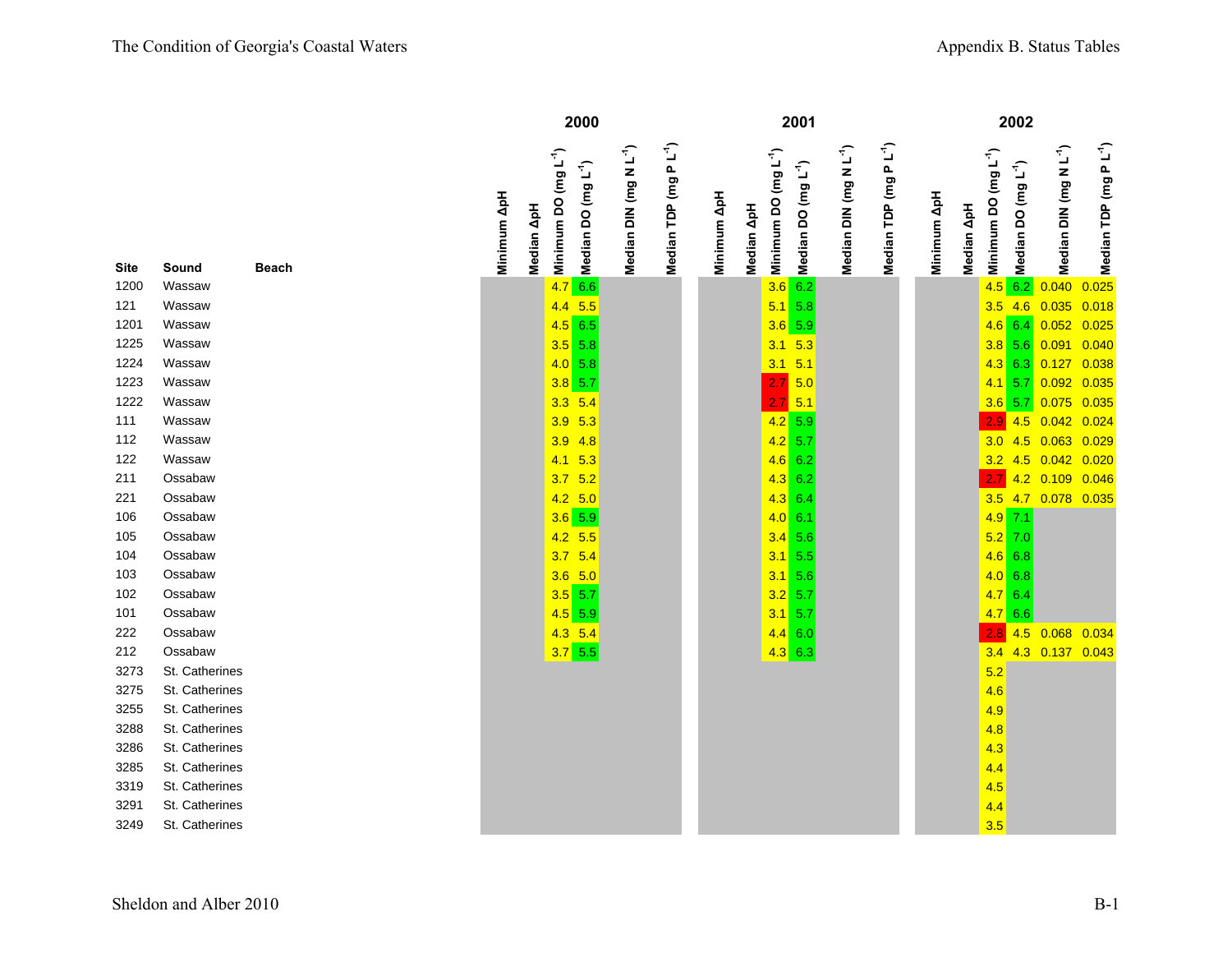## Appendix B. Status Tables

| Site | Sound | Beach | 2000 Minimum ΔpH | 2000 Median ΔpH | 2000 Minimum DO (mg L$^{-1}$) | 2000 Median DO (mg L$^{-1}$) | 2000 Median DIN (mg N L$^{-1}$) | 2000 Median TDP (mg P L$^{-1}$) | 2001 Minimum ΔpH | 2001 Median ΔpH | 2001 Minimum DO (mg L$^{-1}$) | 2001 Median DO (mg L$^{-1}$) | 2001 Median DIN (mg N L$^{-1}$) | 2001 Median TDP (mg P L$^{-1}$) | 2002 Minimum ΔpH | 2002 Median ΔpH | 2002 Minimum DO (mg L$^{-1}$) | 2002 Median DO (mg L$^{-1}$) | 2002 Median DIN (mg N L$^{-1}$) | 2002 Median TDP (mg P L$^{-1}$) |
|---|---|---|---|---|---|---|---|---|---|---|---|---|---|---|---|---|---|---|---|---|
| 1200 | Wassaw | | | | 4.7 | 6.6 | | | | | 3.6 | 6.2 | | | | | 4.5 | 6.2 | 0.040 | 0.025 |
| 121 | Wassaw | | | | 4.4 | 5.5 | | | | | 5.1 | 5.8 | | | | | 3.5 | 4.6 | 0.035 | 0.018 |
| 1201 | Wassaw | | | | 4.5 | 6.5 | | | | | 3.6 | 5.9 | | | | | 4.6 | 6.4 | 0.052 | 0.025 |
| 1225 | Wassaw | | | | 3.5 | 5.8 | | | | | 3.1 | 5.3 | | | | | 3.8 | 5.6 | 0.091 | 0.040 |
| 1224 | Wassaw | | | | 4.0 | 5.8 | | | | | 3.1 | 5.1 | | | | | 4.3 | 6.3 | 0.127 | 0.038 |
| 1223 | Wassaw | | | | 3.8 | 5.7 | | | | | 2.7 | 5.0 | | | | | 4.1 | 5.7 | 0.092 | 0.035 |
| 1222 | Wassaw | | | | 3.3 | 5.4 | | | | | 2.7 | 5.1 | | | | | 3.6 | 5.7 | 0.075 | 0.035 |
| 111 | Wassaw | | | | 3.9 | 5.3 | | | | | 4.2 | 5.9 | | | | | 2.9 | 4.5 | 0.042 | 0.024 |
| 112 | Wassaw | | | | 3.9 | 4.8 | | | | | 4.2 | 5.7 | | | | | 3.0 | 4.5 | 0.063 | 0.029 |
| 122 | Wassaw | | | | 4.1 | 5.3 | | | | | 4.6 | 6.2 | | | | | 3.2 | 4.5 | 0.042 | 0.020 |
| 211 | Ossabaw | | | | 3.7 | 5.2 | | | | | 4.3 | 6.2 | | | | | 2.7 | 4.2 | 0.109 | 0.046 |
| 221 | Ossabaw | | | | 4.2 | 5.0 | | | | | 4.3 | 6.4 | | | | | 3.5 | 4.7 | 0.078 | 0.035 |
| 106 | Ossabaw | | | | 3.6 | 5.9 | | | | | 4.0 | 6.1 | | | | | 4.9 | 7.1 | | |
| 105 | Ossabaw | | | | 4.2 | 5.5 | | | | | 3.4 | 5.6 | | | | | 5.2 | 7.0 | | |
| 104 | Ossabaw | | | | 3.7 | 5.4 | | | | | 3.1 | 5.5 | | | | | 4.6 | 6.8 | | |
| 103 | Ossabaw | | | | 3.6 | 5.0 | | | | | 3.1 | 5.6 | | | | | 4.0 | 6.8 | | |
| 102 | Ossabaw | | | | 3.5 | 5.7 | | | | | 3.2 | 5.7 | | | | | 4.7 | 6.4 | | |
| 101 | Ossabaw | | | | 4.5 | 5.9 | | | | | 3.1 | 5.7 | | | | | 4.7 | 6.6 | | |
| 222 | Ossabaw | | | | 4.3 | 5.4 | | | | | 4.4 | 6.0 | | | | | 2.8 | 4.5 | 0.068 | 0.034 |
| 212 | Ossabaw | | | | 3.7 | 5.5 | | | | | 4.3 | 6.3 | | | | | 3.4 | 4.3 | 0.137 | 0.043 |
| 3273 | St. Catherines | | | | | | | | | | | | | | | | 5.2 | | | |
| 3275 | St. Catherines | | | | | | | | | | | | | | | | 4.6 | | | |
| 3255 | St. Catherines | | | | | | | | | | | | | | | | 4.9 | | | |
| 3288 | St. Catherines | | | | | | | | | | | | | | | | 4.8 | | | |
| 3286 | St. Catherines | | | | | | | | | | | | | | | | 4.3 | | | |
| 3285 | St. Catherines | | | | | | | | | | | | | | | | 4.4 | | | |
| 3319 | St. Catherines | | | | | | | | | | | | | | | | 4.5 | | | |
| 3291 | St. Catherines | | | | | | | | | | | | | | | | 4.4 | | | |
| 3249 | St. Catherines | | | | | | | | | | | | | | | | 3.5 | | | |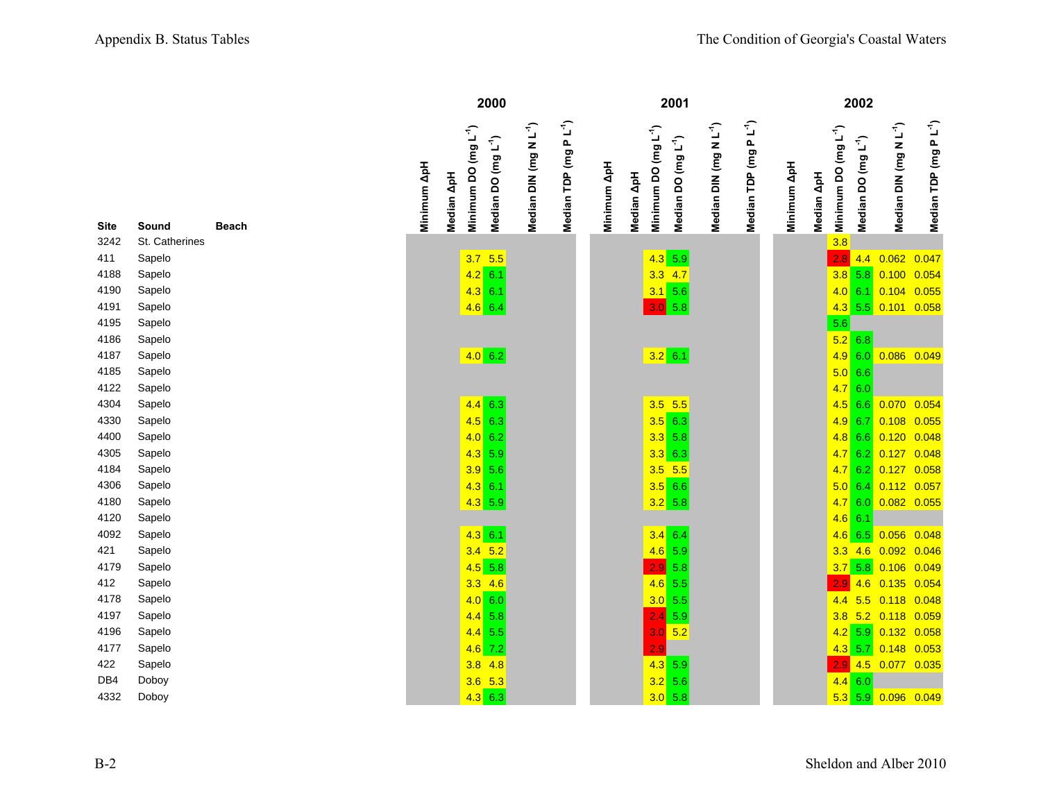| Site | Sound | Beach | 2000 Minimum ΔpH | 2000 Median ΔpH | 2000 Minimum DO (mg L$^{-1}$) | 2000 Median DO (mg L$^{-1}$) | 2000 Median DIN (mg N L$^{-1}$) | 2000 Median TDP (mg P L$^{-1}$) | 2001 Minimum ΔpH | 2001 Median ΔpH | 2001 Minimum DO (mg L$^{-1}$) | 2001 Median DO (mg L$^{-1}$) | 2001 Median DIN (mg N L$^{-1}$) | 2001 Median TDP (mg P L$^{-1}$) | 2002 Minimum ΔpH | 2002 Median ΔpH | 2002 Minimum DO (mg L$^{-1}$) | 2002 Median DO (mg L$^{-1}$) | 2002 Median DIN (mg N L$^{-1}$) | 2002 Median TDP (mg P L$^{-1}$) |
|---|---|---|---|---|---|---|---|---|---|---|---|---|---|---|---|---|---|---|---|---|
| 3242 | St. Catherines | | | | | | | | | | | | | | | | 3.8 | | | |
| 411 | Sapelo | | | | 3.7 | 5.5 | | | | | 4.3 | 5.9 | | | | | 2.8 | 4.4 | 0.062 | 0.047 |
| 4188 | Sapelo | | | | 4.2 | 6.1 | | | | | 3.3 | 4.7 | | | | | 3.8 | 5.8 | 0.100 | 0.054 |
| 4190 | Sapelo | | | | 4.3 | 6.1 | | | | | 3.1 | 5.6 | | | | | 4.0 | 6.1 | 0.104 | 0.055 |
| 4191 | Sapelo | | | | 4.6 | 6.4 | | | | | 3.0 | 5.8 | | | | | 4.3 | 5.5 | 0.101 | 0.058 |
| 4195 | Sapelo | | | | | | | | | | | | | | | | 5.6 | | | |
| 4186 | Sapelo | | | | | | | | | | | | | | | | 5.2 | 6.8 | | |
| 4187 | Sapelo | | | | 4.0 | 6.2 | | | | | 3.2 | 6.1 | | | | | 4.9 | 6.0 | 0.086 | 0.049 |
| 4185 | Sapelo | | | | | | | | | | | | | | | | 5.0 | 6.6 | | |
| 4122 | Sapelo | | | | | | | | | | | | | | | | 4.7 | 6.0 | | |
| 4304 | Sapelo | | | | 4.4 | 6.3 | | | | | 3.5 | 5.5 | | | | | 4.5 | 6.6 | 0.070 | 0.054 |
| 4330 | Sapelo | | | | 4.5 | 6.3 | | | | | 3.5 | 6.3 | | | | | 4.9 | 6.7 | 0.108 | 0.055 |
| 4400 | Sapelo | | | | 4.0 | 6.2 | | | | | 3.3 | 5.8 | | | | | 4.8 | 6.6 | 0.120 | 0.048 |
| 4305 | Sapelo | | | | 4.3 | 5.9 | | | | | 3.3 | 6.3 | | | | | 4.7 | 6.2 | 0.127 | 0.048 |
| 4184 | Sapelo | | | | 3.9 | 5.6 | | | | | 3.5 | 5.5 | | | | | 4.7 | 6.2 | 0.127 | 0.058 |
| 4306 | Sapelo | | | | 4.3 | 6.1 | | | | | 3.5 | 6.6 | | | | | 5.0 | 6.4 | 0.112 | 0.057 |
| 4180 | Sapelo | | | | 4.3 | 5.9 | | | | | 3.2 | 5.8 | | | | | 4.7 | 6.0 | 0.082 | 0.055 |
| 4120 | Sapelo | | | | | | | | | | | | | | | | 4.6 | 6.1 | | |
| 4092 | Sapelo | | | | 4.3 | 6.1 | | | | | 3.4 | 6.4 | | | | | 4.6 | 6.5 | 0.056 | 0.048 |
| 421 | Sapelo | | | | 3.4 | 5.2 | | | | | 4.6 | 5.9 | | | | | 3.3 | 4.6 | 0.092 | 0.046 |
| 4179 | Sapelo | | | | 4.5 | 5.8 | | | | | 2.9 | 5.8 | | | | | 3.7 | 5.8 | 0.106 | 0.049 |
| 412 | Sapelo | | | | 3.3 | 4.6 | | | | | 4.6 | 5.5 | | | | | 2.9 | 4.6 | 0.135 | 0.054 |
| 4178 | Sapelo | | | | 4.0 | 6.0 | | | | | 3.0 | 5.5 | | | | | 4.4 | 5.5 | 0.118 | 0.048 |
| 4197 | Sapelo | | | | 4.4 | 5.8 | | | | | 2.4 | 5.9 | | | | | 3.8 | 5.2 | 0.118 | 0.059 |
| 4196 | Sapelo | | | | 4.4 | 5.5 | | | | | 3.0 | 5.2 | | | | | 4.2 | 5.9 | 0.132 | 0.058 |
| 4177 | Sapelo | | | | 4.6 | 7.2 | | | | | 2.9 | | | | | | 4.3 | 5.7 | 0.148 | 0.053 |
| 422 | Sapelo | | | | 3.8 | 4.8 | | | | | 4.3 | 5.9 | | | | | 2.9 | 4.5 | 0.077 | 0.035 |
| DB4 | Doboy | | | | 3.6 | 5.3 | | | | | 3.2 | 5.6 | | | | | 4.4 | 6.0 | | |
| 4332 | Doboy | | | | 4.3 | 6.3 | | | | | 3.0 | 5.8 | | | | | 5.3 | 5.9 | 0.096 | 0.049 |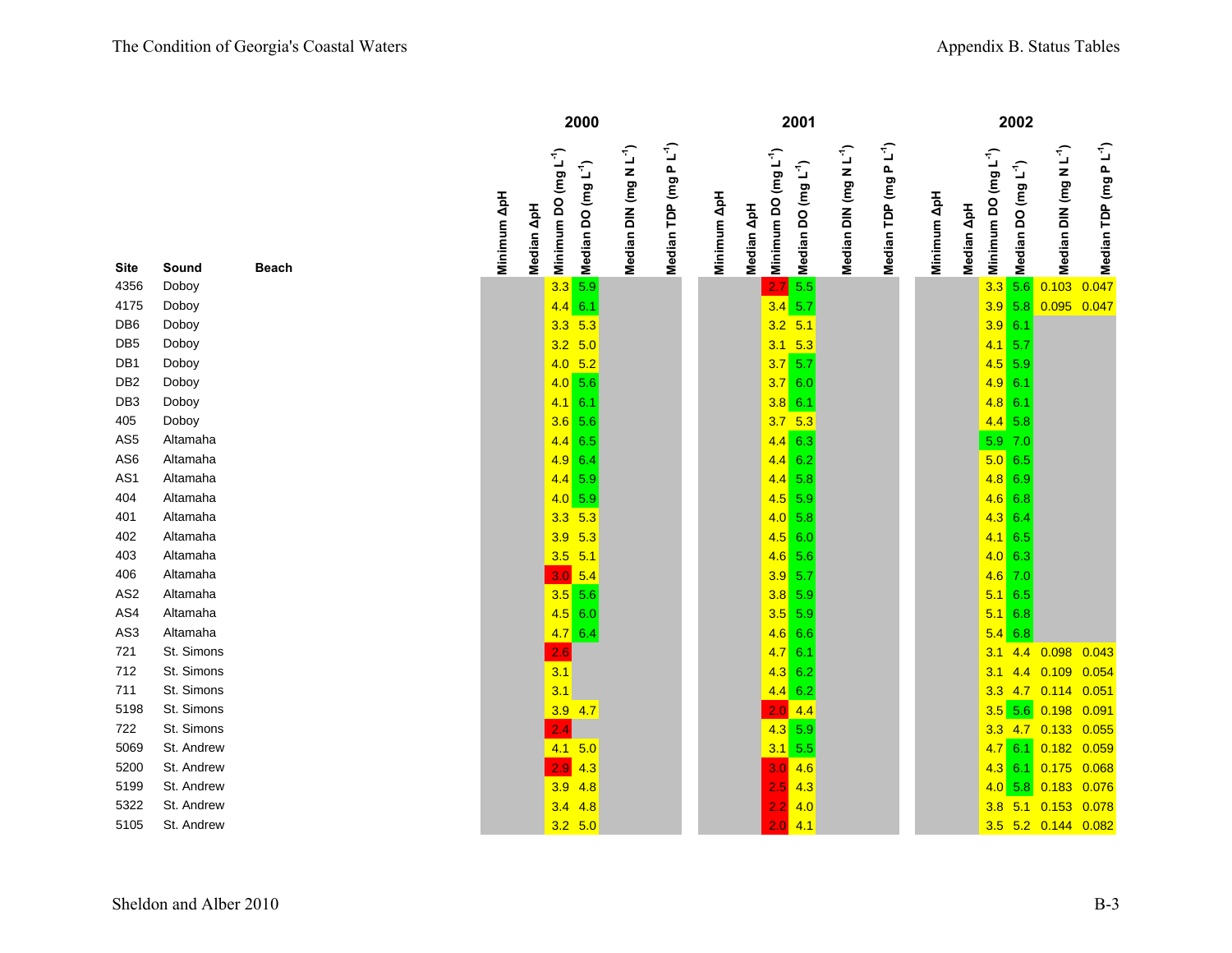| Site | Sound | Beach | 2000 Minimum ΔpH | 2000 Median ΔpH | 2000 Minimum DO (mg L$^{-1}$) | 2000 Median DO (mg L$^{-1}$) | 2000 Median DIN (mg N L$^{-1}$) | 2000 Median TDP (mg P L$^{-1}$) | 2001 Minimum ΔpH | 2001 Median ΔpH | 2001 Minimum DO (mg L$^{-1}$) | 2001 Median DO (mg L$^{-1}$) | 2001 Median DIN (mg N L$^{-1}$) | 2001 Median TDP (mg P L$^{-1}$) | 2002 Minimum ΔpH | 2002 Median ΔpH | 2002 Minimum DO (mg L$^{-1}$) | 2002 Median DO (mg L$^{-1}$) | 2002 Median DIN (mg N L$^{-1}$) | 2002 Median TDP (mg P L$^{-1}$) |
|---|---|---|---|---|---|---|---|---|---|---|---|---|---|---|---|---|---|---|---|---|
| 4356 | Doboy | | | | 3.3 | 5.9 | | | | | 2.7 | 5.5 | | | | | 3.3 | 5.6 | 0.103 | 0.047 |
| 4175 | Doboy | | | | 4.4 | 6.1 | | | | | 3.4 | 5.7 | | | | | 3.9 | 5.8 | 0.095 | 0.047 |
| DB6 | Doboy | | | | 3.3 | 5.3 | | | | | 3.2 | 5.1 | | | | | 3.9 | 6.1 | | |
| DB5 | Doboy | | | | 3.2 | 5.0 | | | | | 3.1 | 5.3 | | | | | 4.1 | 5.7 | | |
| DB1 | Doboy | | | | 4.0 | 5.2 | | | | | 3.7 | 5.7 | | | | | 4.5 | 5.9 | | |
| DB2 | Doboy | | | | 4.0 | 5.6 | | | | | 3.7 | 6.0 | | | | | 4.9 | 6.1 | | |
| DB3 | Doboy | | | | 4.1 | 6.1 | | | | | 3.8 | 6.1 | | | | | 4.8 | 6.1 | | |
| 405 | Doboy | | | | 3.6 | 5.6 | | | | | 3.7 | 5.3 | | | | | 4.4 | 5.8 | | |
| AS5 | Altamaha | | | | 4.4 | 6.5 | | | | | 4.4 | 6.3 | | | | | 5.9 | 7.0 | | |
| AS6 | Altamaha | | | | 4.9 | 6.4 | | | | | 4.4 | 6.2 | | | | | 5.0 | 6.5 | | |
| AS1 | Altamaha | | | | 4.4 | 5.9 | | | | | 4.4 | 5.8 | | | | | 4.8 | 6.9 | | |
| 404 | Altamaha | | | | 4.0 | 5.9 | | | | | 4.5 | 5.9 | | | | | 4.6 | 6.8 | | |
| 401 | Altamaha | | | | 3.3 | 5.3 | | | | | 4.0 | 5.8 | | | | | 4.3 | 6.4 | | |
| 402 | Altamaha | | | | 3.9 | 5.3 | | | | | 4.5 | 6.0 | | | | | 4.1 | 6.5 | | |
| 403 | Altamaha | | | | 3.5 | 5.1 | | | | | 4.6 | 5.6 | | | | | 4.0 | 6.3 | | |
| 406 | Altamaha | | | | 3.0 | 5.4 | | | | | 3.9 | 5.7 | | | | | 4.6 | 7.0 | | |
| AS2 | Altamaha | | | | 3.5 | 5.6 | | | | | 3.8 | 5.9 | | | | | 5.1 | 6.5 | | |
| AS4 | Altamaha | | | | 4.5 | 6.0 | | | | | 3.5 | 5.9 | | | | | 5.1 | 6.8 | | |
| AS3 | Altamaha | | | | 4.7 | 6.4 | | | | | 4.6 | 6.6 | | | | | 5.4 | 6.8 | | |
| 721 | St. Simons | | | | 2.6 | | | | | | 4.7 | 6.1 | | | | | 3.1 | 4.4 | 0.098 | 0.043 |
| 712 | St. Simons | | | | 3.1 | | | | | | 4.3 | 6.2 | | | | | 3.1 | 4.4 | 0.109 | 0.054 |
| 711 | St. Simons | | | | 3.1 | | | | | | 4.4 | 6.2 | | | | | 3.3 | 4.7 | 0.114 | 0.051 |
| 5198 | St. Simons | | | | 3.9 | 4.7 | | | | | 2.0 | 4.4 | | | | | 3.5 | 5.6 | 0.198 | 0.091 |
| 722 | St. Simons | | | | 2.4 | | | | | | 4.3 | 5.9 | | | | | 3.3 | 4.7 | 0.133 | 0.055 |
| 5069 | St. Andrew | | | | 4.1 | 5.0 | | | | | 3.1 | 5.5 | | | | | 4.7 | 6.1 | 0.182 | 0.059 |
| 5200 | St. Andrew | | | | 2.9 | 4.3 | | | | | 3.0 | 4.6 | | | | | 4.3 | 6.1 | 0.175 | 0.068 |
| 5199 | St. Andrew | | | | 3.9 | 4.8 | | | | | 2.5 | 4.3 | | | | | 4.0 | 5.8 | 0.183 | 0.076 |
| 5322 | St. Andrew | | | | 3.4 | 4.8 | | | | | 2.2 | 4.0 | | | | | 3.8 | 5.1 | 0.153 | 0.078 |
| 5105 | St. Andrew | | | | 3.2 | 5.0 | | | | | 2.0 | 4.1 | | | | | 3.5 | 5.2 | 0.144 | 0.082 |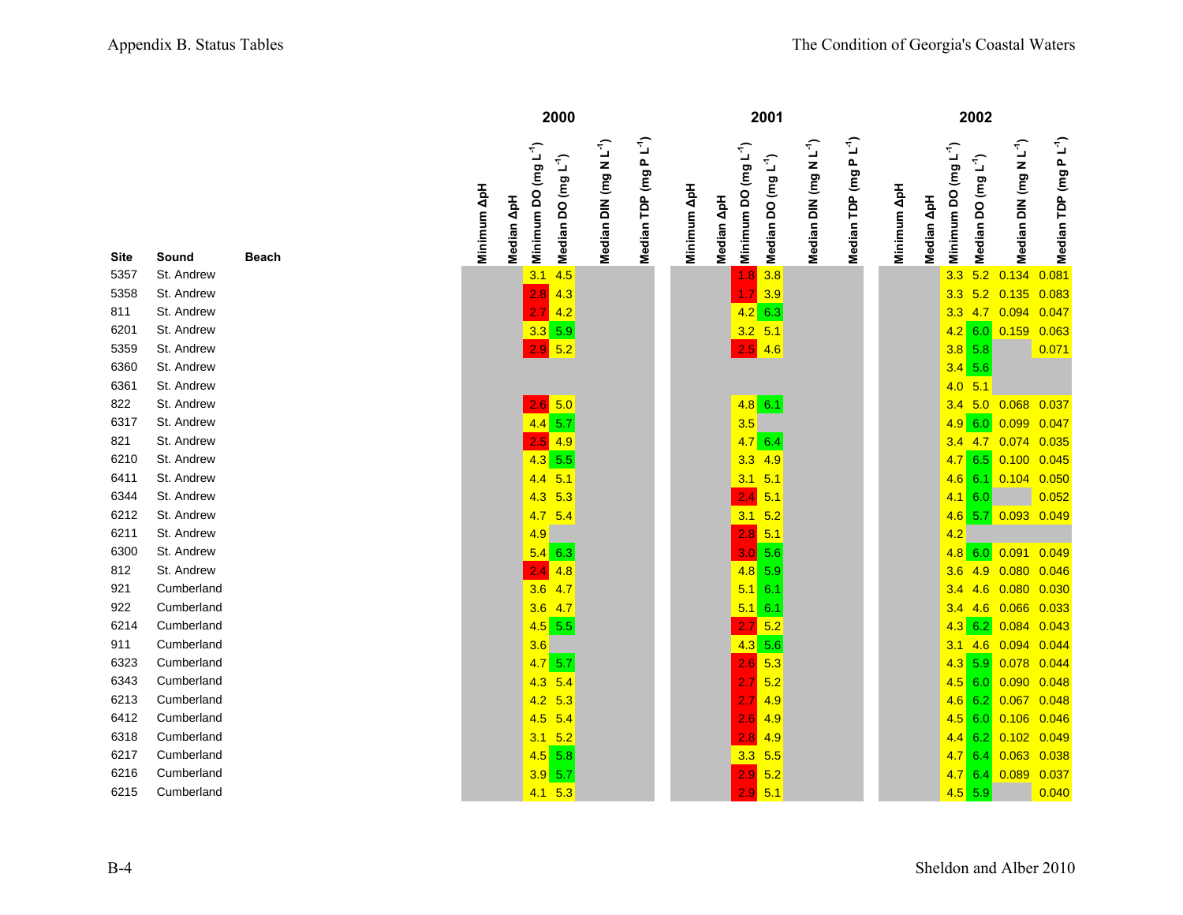| Site | Sound | Beach | 2000 Minimum ΔpH | 2000 Median ΔpH | 2000 Minimum DO ($mg\ L^{-1}$) | 2000 Median DO ($mg\ L^{-1}$) | 2000 Median DIN ($mg\ N\ L^{-1}$) | 2000 Median TDP ($mg\ P\ L^{-1}$) | 2001 Minimum ΔpH | 2001 Median ΔpH | 2001 Minimum DO ($mg\ L^{-1}$) | 2001 Median DO ($mg\ L^{-1}$) | 2001 Median DIN ($mg\ N\ L^{-1}$) | 2001 Median TDP ($mg\ P\ L^{-1}$) | 2002 Minimum ΔpH | 2002 Median ΔpH | 2002 Minimum DO ($mg\ L^{-1}$) | 2002 Median DO ($mg\ L^{-1}$) | 2002 Median DIN ($mg\ N\ L^{-1}$) | 2002 Median TDP ($mg\ P\ L^{-1}$) |
|---|---|---|---|---|---|---|---|---|---|---|---|---|---|---|---|---|---|---|---|---|
| 5357 | St. Andrew | | | | 3.1 | 4.5 | | | | | 1.8 | 3.8 | | | | | 3.3 | 5.2 | 0.134 | 0.081 |
| 5358 | St. Andrew | | | | 2.8 | 4.3 | | | | | 1.7 | 3.9 | | | | | 3.3 | 5.2 | 0.135 | 0.083 |
| 811 | St. Andrew | | | | 2.7 | 4.2 | | | | | 4.2 | 6.3 | | | | | 3.3 | 4.7 | 0.094 | 0.047 |
| 6201 | St. Andrew | | | | 3.3 | 5.9 | | | | | 3.2 | 5.1 | | | | | 4.2 | 6.0 | 0.159 | 0.063 |
| 5359 | St. Andrew | | | | 2.9 | 5.2 | | | | | 2.5 | 4.6 | | | | | 3.8 | 5.8 | | 0.071 |
| 6360 | St. Andrew | | | | | | | | | | | | | | | | 3.4 | 5.6 | | |
| 6361 | St. Andrew | | | | | | | | | | | | | | | | 4.0 | 5.1 | | |
| 822 | St. Andrew | | | | 2.6 | 5.0 | | | | | 4.8 | 6.1 | | | | | 3.4 | 5.0 | 0.068 | 0.037 |
| 6317 | St. Andrew | | | | 4.4 | 5.7 | | | | | 3.5 | | | | | | 4.9 | 6.0 | 0.099 | 0.047 |
| 821 | St. Andrew | | | | 2.5 | 4.9 | | | | | 4.7 | 6.4 | | | | | 3.4 | 4.7 | 0.074 | 0.035 |
| 6210 | St. Andrew | | | | 4.3 | 5.5 | | | | | 3.3 | 4.9 | | | | | 4.7 | 6.5 | 0.100 | 0.045 |
| 6411 | St. Andrew | | | | 4.4 | 5.1 | | | | | 3.1 | 5.1 | | | | | 4.6 | 6.1 | 0.104 | 0.050 |
| 6344 | St. Andrew | | | | 4.3 | 5.3 | | | | | 2.4 | 5.1 | | | | | 4.1 | 6.0 | | 0.052 |
| 6212 | St. Andrew | | | | 4.7 | 5.4 | | | | | 3.1 | 5.2 | | | | | 4.6 | 5.7 | 0.093 | 0.049 |
| 6211 | St. Andrew | | | | 4.9 | | | | | | 2.8 | 5.1 | | | | | 4.2 | | | |
| 6300 | St. Andrew | | | | 5.4 | 6.3 | | | | | 3.0 | 5.6 | | | | | 4.8 | 6.0 | 0.091 | 0.049 |
| 812 | St. Andrew | | | | 2.4 | 4.8 | | | | | 4.8 | 5.9 | | | | | 3.6 | 4.9 | 0.080 | 0.046 |
| 921 | Cumberland | | | | 3.6 | 4.7 | | | | | 5.1 | 6.1 | | | | | 3.4 | 4.6 | 0.080 | 0.030 |
| 922 | Cumberland | | | | 3.6 | 4.7 | | | | | 5.1 | 6.1 | | | | | 3.4 | 4.6 | 0.066 | 0.033 |
| 6214 | Cumberland | | | | 4.5 | 5.5 | | | | | 2.7 | 5.2 | | | | | 4.3 | 6.2 | 0.084 | 0.043 |
| 911 | Cumberland | | | | 3.6 | | | | | | 4.3 | 5.6 | | | | | 3.1 | 4.6 | 0.094 | 0.044 |
| 6323 | Cumberland | | | | 4.7 | 5.7 | | | | | 2.6 | 5.3 | | | | | 4.3 | 5.9 | 0.078 | 0.044 |
| 6343 | Cumberland | | | | 4.3 | 5.4 | | | | | 2.7 | 5.2 | | | | | 4.5 | 6.0 | 0.090 | 0.048 |
| 6213 | Cumberland | | | | 4.2 | 5.3 | | | | | 2.7 | 4.9 | | | | | 4.6 | 6.2 | 0.067 | 0.048 |
| 6412 | Cumberland | | | | 4.5 | 5.4 | | | | | 2.6 | 4.9 | | | | | 4.5 | 6.0 | 0.106 | 0.046 |
| 6318 | Cumberland | | | | 3.1 | 5.2 | | | | | 2.8 | 4.9 | | | | | 4.4 | 6.2 | 0.102 | 0.049 |
| 6217 | Cumberland | | | | 4.5 | 5.8 | | | | | 3.3 | 5.5 | | | | | 4.7 | 6.4 | 0.063 | 0.038 |
| 6216 | Cumberland | | | | 3.9 | 5.7 | | | | | 2.9 | 5.2 | | | | | 4.7 | 6.4 | 0.089 | 0.037 |
| 6215 | Cumberland | | | | 4.1 | 5.3 | | | | | 2.9 | 5.1 | | | | | 4.5 | 5.9 | | 0.040 |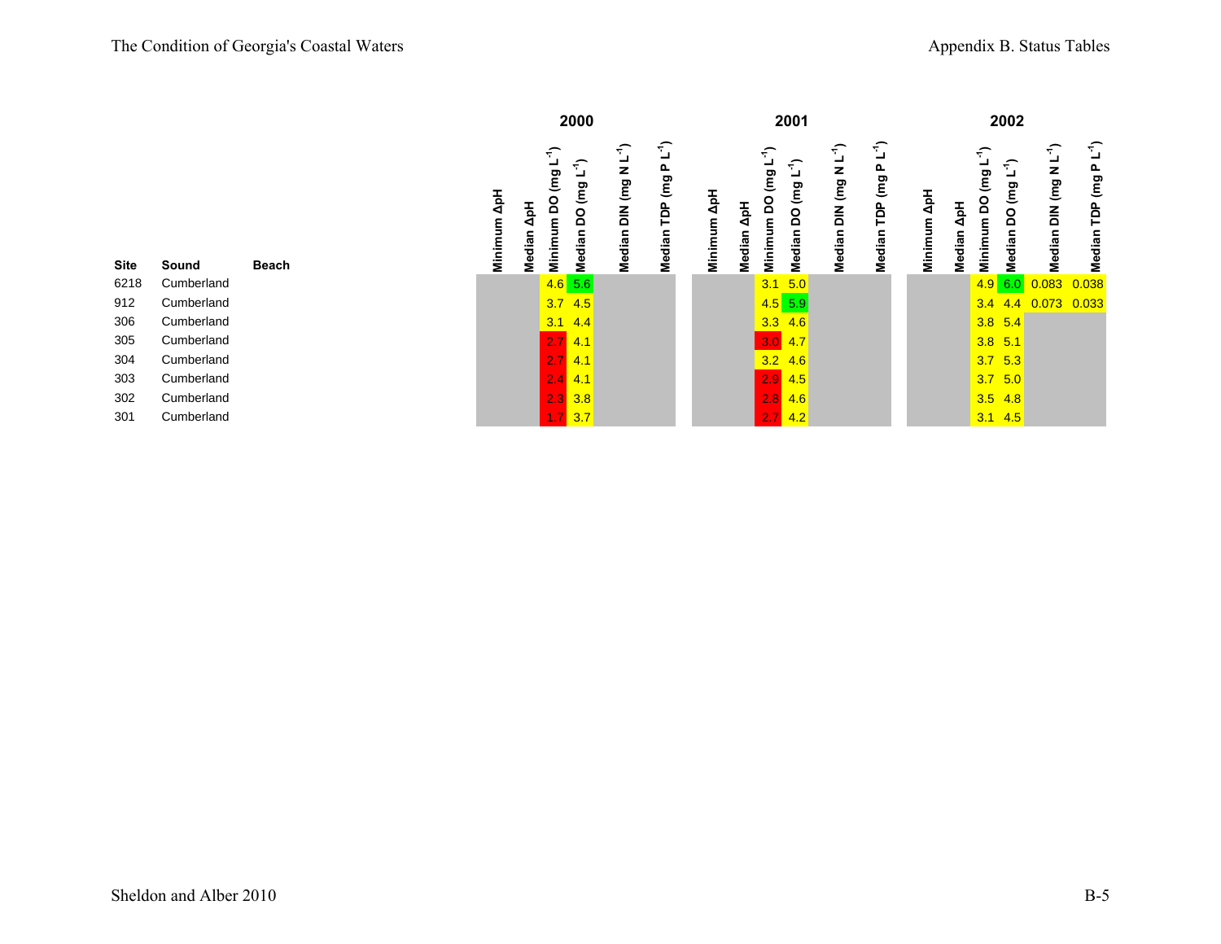| Site | Sound | Beach | 2000 Minimum ΔpH | 2000 Median ΔpH | 2000 Minimum DO (mg L$^{-1}$) | 2000 Median DO (mg L$^{-1}$) | 2000 Median DIN (mg N L$^{-1}$) | 2000 Median TDP (mg P L$^{-1}$) | 2001 Minimum ΔpH | 2001 Median ΔpH | 2001 Minimum DO (mg L$^{-1}$) | 2001 Median DO (mg L$^{-1}$) | 2001 Median DIN (mg N L$^{-1}$) | 2001 Median TDP (mg P L$^{-1}$) | 2002 Minimum ΔpH | 2002 Median ΔpH | 2002 Minimum DO (mg L$^{-1}$) | 2002 Median DO (mg L$^{-1}$) | 2002 Median DIN (mg N L$^{-1}$) | 2002 Median TDP (mg P L$^{-1}$) |
|---|---|---|---|---|---|---|---|---|---|---|---|---|---|---|---|---|---|---|---|---|
| 6218 | Cumberland | | | | 4.6 | 5.6 | | | | | 3.1 | 5.0 | | | | | 4.9 | 6.0 | 0.083 | 0.038 |
| 912 | Cumberland | | | | 3.7 | 4.5 | | | | | 4.5 | 5.9 | | | | | 3.4 | 4.4 | 0.073 | 0.033 |
| 306 | Cumberland | | | | 3.1 | 4.4 | | | | | 3.3 | 4.6 | | | | | 3.8 | 5.4 | | |
| 305 | Cumberland | | | | 2.7 | 4.1 | | | | | 3.0 | 4.7 | | | | | 3.8 | 5.1 | | |
| 304 | Cumberland | | | | 2.7 | 4.1 | | | | | 3.2 | 4.6 | | | | | 3.7 | 5.3 | | |
| 303 | Cumberland | | | | 2.4 | 4.1 | | | | | 2.9 | 4.5 | | | | | 3.7 | 5.0 | | |
| 302 | Cumberland | | | | 2.3 | 3.8 | | | | | 2.8 | 4.6 | | | | | 3.5 | 4.8 | | |
| 301 | Cumberland | | | | 1.7 | 3.7 | | | | | 2.7 | 4.2 | | | | | 3.1 | 4.5 | | |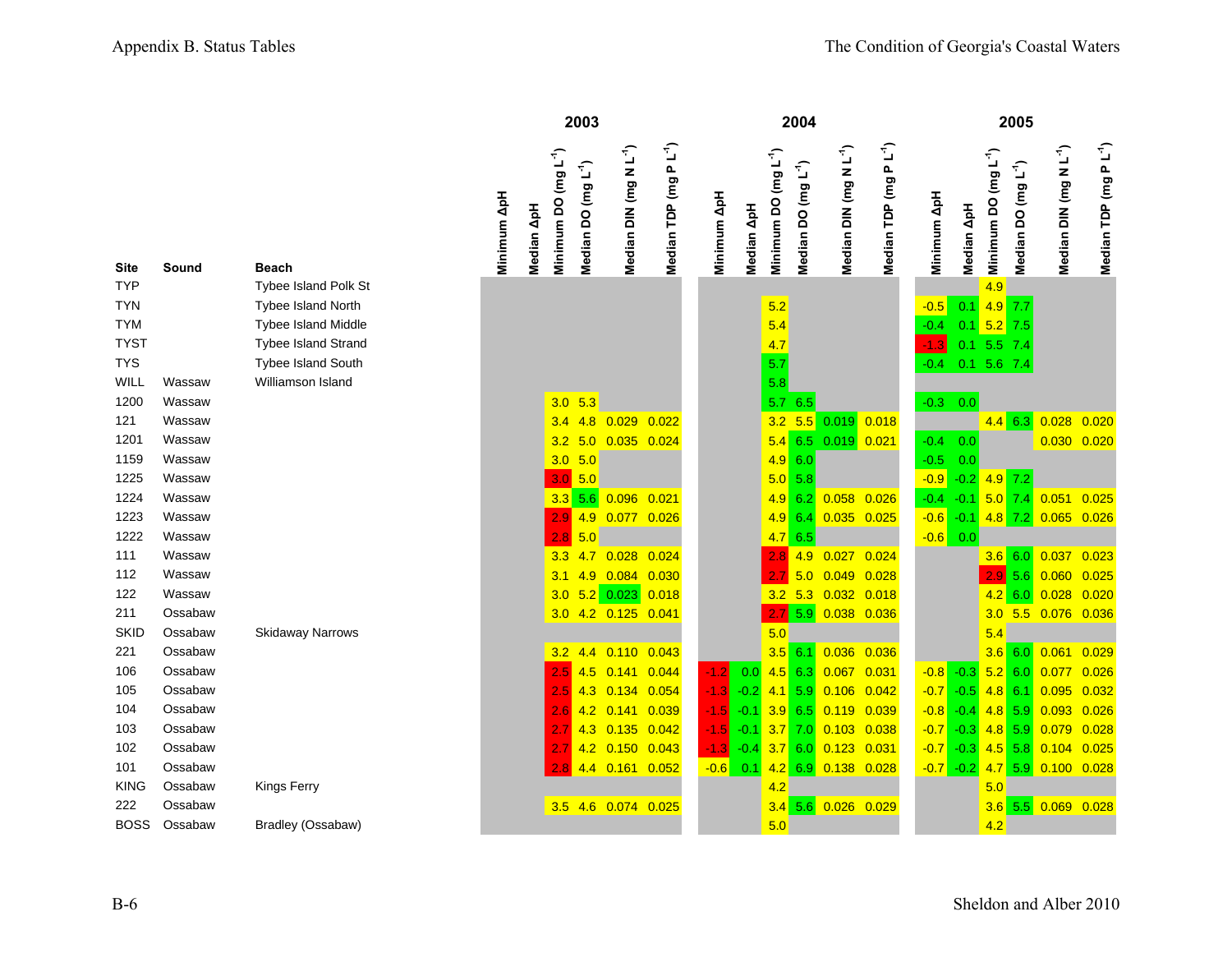| Site | Sound | Beach | 2003 | | | | | | 2004 | | | | | | 2005 | | | | | |
|---|---|---|---|---|---|---|---|---|---|---|---|---|---|---|---|---|---|---|---|---|
| | | | Minimum ΔpH | Median ΔpH | Minimum DO (mg $L^{-1}$) | Median DO (mg $L^{-1}$) | Median DIN (mg N $L^{-1}$) | Median TDP (mg P $L^{-1}$) | Minimum ΔpH | Median ΔpH | Minimum DO (mg $L^{-1}$) | Median DO (mg $L^{-1}$) | Median DIN (mg N $L^{-1}$) | Median TDP (mg P $L^{-1}$) | Minimum ΔpH | Median ΔpH | Minimum DO (mg $L^{-1}$) | Median DO (mg $L^{-1}$) | Median DIN (mg N $L^{-1}$) | Median TDP (mg P $L^{-1}$) |
| TYP | | Tybee Island Polk St | | | | | | | | | | | | | | | 4.9 | | | |
| TYN | | Tybee Island North | | | | | | | | | 5.2 | | | | -0.5 | 0.1 | 4.9 | 7.7 | | |
| TYM | | Tybee Island Middle | | | | | | | | | 5.4 | | | | -0.4 | 0.1 | 5.2 | 7.5 | | |
| TYST | | Tybee Island Strand | | | | | | | | | 4.7 | | | | -1.3 | 0.1 | 5.5 | 7.4 | | |
| TYS | | Tybee Island South | | | | | | | | | 5.7 | | | | -0.4 | 0.1 | 5.6 | 7.4 | | |
| WILL | Wassaw | Williamson Island | | | | | | | | | 5.8 | | | | | | | | | |
| 1200 | Wassaw | | | | 3.0 | 5.3 | | | | | 5.7 | 6.5 | | | -0.3 | 0.0 | | | | |
| 121 | Wassaw | | | | 3.4 | 4.8 | 0.029 | 0.022 | | | 3.2 | 5.5 | 0.019 | 0.018 | | | 4.4 | 6.3 | 0.028 | 0.020 |
| 1201 | Wassaw | | | | 3.2 | 5.0 | 0.035 | 0.024 | | | 5.4 | 6.5 | 0.019 | 0.021 | -0.4 | 0.0 | | | 0.030 | 0.020 |
| 1159 | Wassaw | | | | 3.0 | 5.0 | | | | | 4.9 | 6.0 | | | -0.5 | 0.0 | | | | |
| 1225 | Wassaw | | | | 3.0 | 5.0 | | | | | 5.0 | 5.8 | | | -0.9 | -0.2 | 4.9 | 7.2 | | |
| 1224 | Wassaw | | | | 3.3 | 5.6 | 0.096 | 0.021 | | | 4.9 | 6.2 | 0.058 | 0.026 | -0.4 | -0.1 | 5.0 | 7.4 | 0.051 | 0.025 |
| 1223 | Wassaw | | | | 2.9 | 4.9 | 0.077 | 0.026 | | | 4.9 | 6.4 | 0.035 | 0.025 | -0.6 | -0.1 | 4.8 | 7.2 | 0.065 | 0.026 |
| 1222 | Wassaw | | | | 2.8 | 5.0 | | | | | 4.7 | 6.5 | | | -0.6 | 0.0 | | | | |
| 111 | Wassaw | | | | 3.3 | 4.7 | 0.028 | 0.024 | | | 2.8 | 4.9 | 0.027 | 0.024 | | | 3.6 | 6.0 | 0.037 | 0.023 |
| 112 | Wassaw | | | | 3.1 | 4.9 | 0.084 | 0.030 | | | 2.7 | 5.0 | 0.049 | 0.028 | | | 2.9 | 5.6 | 0.060 | 0.025 |
| 122 | Wassaw | | | | 3.0 | 5.2 | 0.023 | 0.018 | | | 3.2 | 5.3 | 0.032 | 0.018 | | | 4.2 | 6.0 | 0.028 | 0.020 |
| 211 | Ossabaw | | | | 3.0 | 4.2 | 0.125 | 0.041 | | | 2.7 | 5.9 | 0.038 | 0.036 | | | 3.0 | 5.5 | 0.076 | 0.036 |
| SKID | Ossabaw | Skidaway Narrows | | | | | | | | | 5.0 | | | | | | 5.4 | | | |
| 221 | Ossabaw | | | | 3.2 | 4.4 | 0.110 | 0.043 | | | 3.5 | 6.1 | 0.036 | 0.036 | | | 3.6 | 6.0 | 0.061 | 0.029 |
| 106 | Ossabaw | | | | 2.5 | 4.5 | 0.141 | 0.044 | -1.2 | 0.0 | 4.5 | 6.3 | 0.067 | 0.031 | -0.8 | -0.3 | 5.2 | 6.0 | 0.077 | 0.026 |
| 105 | Ossabaw | | | | 2.5 | 4.3 | 0.134 | 0.054 | -1.3 | -0.2 | 4.1 | 5.9 | 0.106 | 0.042 | -0.7 | -0.5 | 4.8 | 6.1 | 0.095 | 0.032 |
| 104 | Ossabaw | | | | 2.6 | 4.2 | 0.141 | 0.039 | -1.5 | -0.1 | 3.9 | 6.5 | 0.119 | 0.039 | -0.8 | -0.4 | 4.8 | 5.9 | 0.093 | 0.026 |
| 103 | Ossabaw | | | | 2.7 | 4.3 | 0.135 | 0.042 | -1.5 | -0.1 | 3.7 | 7.0 | 0.103 | 0.038 | -0.7 | -0.3 | 4.8 | 5.9 | 0.079 | 0.028 |
| 102 | Ossabaw | | | | 2.7 | 4.2 | 0.150 | 0.043 | -1.3 | -0.4 | 3.7 | 6.0 | 0.123 | 0.031 | -0.7 | -0.3 | 4.5 | 5.8 | 0.104 | 0.025 |
| 101 | Ossabaw | | | | 2.8 | 4.4 | 0.161 | 0.052 | -0.6 | 0.1 | 4.2 | 6.9 | 0.138 | 0.028 | -0.7 | -0.2 | 4.7 | 5.9 | 0.100 | 0.028 |
| KING | Ossabaw | Kings Ferry | | | | | | | | | 4.2 | | | | | | 5.0 | | | |
| 222 | Ossabaw | | | | 3.5 | 4.6 | 0.074 | 0.025 | | | 3.4 | 5.6 | 0.026 | 0.029 | | | 3.6 | 5.5 | 0.069 | 0.028 |
| BOSS | Ossabaw | Bradley (Ossabaw) | | | | | | | | | 5.0 | | | | | | 4.2 | | | |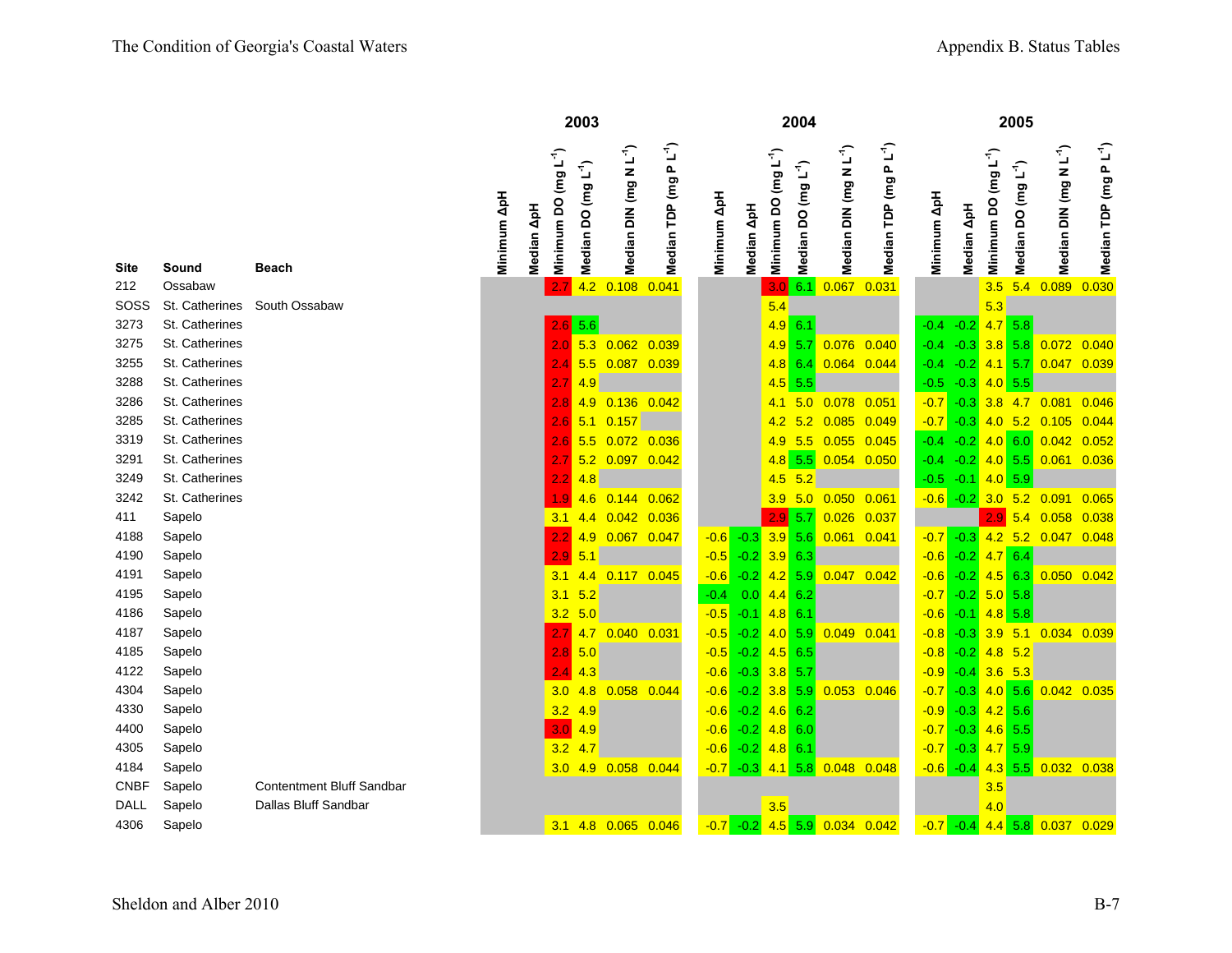| Site | Sound | Beach | 2003 Minimum ΔpH | 2003 Median ΔpH | 2003 Minimum DO (mg L$^{-1}$) | 2003 Median DO (mg L$^{-1}$) | 2003 Median DIN (mg N L$^{-1}$) | 2003 Median TDP (mg P L$^{-1}$) | 2004 Minimum ΔpH | 2004 Median ΔpH | 2004 Minimum DO (mg L$^{-1}$) | 2004 Median DO (mg L$^{-1}$) | 2004 Median DIN (mg N L$^{-1}$) | 2004 Median TDP (mg P L$^{-1}$) | 2005 Minimum ΔpH | 2005 Median ΔpH | 2005 Minimum DO (mg L$^{-1}$) | 2005 Median DO (mg L$^{-1}$) | 2005 Median DIN (mg N L$^{-1}$) | 2005 Median TDP (mg P L$^{-1}$) |
|---|---|---|---|---|---|---|---|---|---|---|---|---|---|---|---|---|---|---|---|---|
| 212 | Ossabaw | | | | 2.7 | 4.2 | 0.108 | 0.041 | | | 3.0 | 6.1 | 0.067 | 0.031 | | | 3.5 | 5.4 | 0.089 | 0.030 |
| SOSS | St. Catherines | South Ossabaw | | | | | | | | | 5.4 | | | | | | 5.3 | | | |
| 3273 | St. Catherines | | | | 2.6 | 5.6 | | | | | 4.9 | 6.1 | | | -0.4 | -0.2 | 4.7 | 5.8 | | |
| 3275 | St. Catherines | | | | 2.0 | 5.3 | 0.062 | 0.039 | | | 4.9 | 5.7 | 0.076 | 0.040 | -0.4 | -0.3 | 3.8 | 5.8 | 0.072 | 0.040 |
| 3255 | St. Catherines | | | | 2.4 | 5.5 | 0.087 | 0.039 | | | 4.8 | 6.4 | 0.064 | 0.044 | -0.4 | -0.2 | 4.1 | 5.7 | 0.047 | 0.039 |
| 3288 | St. Catherines | | | | 2.7 | 4.9 | | | | | 4.5 | 5.5 | | | -0.5 | -0.3 | 4.0 | 5.5 | | |
| 3286 | St. Catherines | | | | 2.8 | 4.9 | 0.136 | 0.042 | | | 4.1 | 5.0 | 0.078 | 0.051 | -0.7 | -0.3 | 3.8 | 4.7 | 0.081 | 0.046 |
| 3285 | St. Catherines | | | | 2.6 | 5.1 | 0.157 | | | | 4.2 | 5.2 | 0.085 | 0.049 | -0.7 | -0.3 | 4.0 | 5.2 | 0.105 | 0.044 |
| 3319 | St. Catherines | | | | 2.6 | 5.5 | 0.072 | 0.036 | | | 4.9 | 5.5 | 0.055 | 0.045 | -0.4 | -0.2 | 4.0 | 6.0 | 0.042 | 0.052 |
| 3291 | St. Catherines | | | | 2.7 | 5.2 | 0.097 | 0.042 | | | 4.8 | 5.5 | 0.054 | 0.050 | -0.4 | -0.2 | 4.0 | 5.5 | 0.061 | 0.036 |
| 3249 | St. Catherines | | | | 2.2 | 4.8 | | | | | 4.5 | 5.2 | | | -0.5 | -0.1 | 4.0 | 5.9 | | |
| 3242 | St. Catherines | | | | 1.9 | 4.6 | 0.144 | 0.062 | | | 3.9 | 5.0 | 0.050 | 0.061 | -0.6 | -0.2 | 3.0 | 5.2 | 0.091 | 0.065 |
| 411 | Sapelo | | | | 3.1 | 4.4 | 0.042 | 0.036 | | | 2.9 | 5.7 | 0.026 | 0.037 | | | 2.9 | 5.4 | 0.058 | 0.038 |
| 4188 | Sapelo | | | | 2.2 | 4.9 | 0.067 | 0.047 | -0.6 | -0.3 | 3.9 | 5.6 | 0.061 | 0.041 | -0.7 | -0.3 | 4.2 | 5.2 | 0.047 | 0.048 |
| 4190 | Sapelo | | | | 2.9 | 5.1 | | | -0.5 | -0.2 | 3.9 | 6.3 | | | -0.6 | -0.2 | 4.7 | 6.4 | | |
| 4191 | Sapelo | | | | 3.1 | 4.4 | 0.117 | 0.045 | -0.6 | -0.2 | 4.2 | 5.9 | 0.047 | 0.042 | -0.6 | -0.2 | 4.5 | 6.3 | 0.050 | 0.042 |
| 4195 | Sapelo | | | | 3.1 | 5.2 | | | -0.4 | 0.0 | 4.4 | 6.2 | | | -0.7 | -0.2 | 5.0 | 5.8 | | |
| 4186 | Sapelo | | | | 3.2 | 5.0 | | | -0.5 | -0.1 | 4.8 | 6.1 | | | -0.6 | -0.1 | 4.8 | 5.8 | | |
| 4187 | Sapelo | | | | 2.7 | 4.7 | 0.040 | 0.031 | -0.5 | -0.2 | 4.0 | 5.9 | 0.049 | 0.041 | -0.8 | -0.3 | 3.9 | 5.1 | 0.034 | 0.039 |
| 4185 | Sapelo | | | | 2.8 | 5.0 | | | -0.5 | -0.2 | 4.5 | 6.5 | | | -0.8 | -0.2 | 4.8 | 5.2 | | |
| 4122 | Sapelo | | | | 2.4 | 4.3 | | | -0.6 | -0.3 | 3.8 | 5.7 | | | -0.9 | -0.4 | 3.6 | 5.3 | | |
| 4304 | Sapelo | | | | 3.0 | 4.8 | 0.058 | 0.044 | -0.6 | -0.2 | 3.8 | 5.9 | 0.053 | 0.046 | -0.7 | -0.3 | 4.0 | 5.6 | 0.042 | 0.035 |
| 4330 | Sapelo | | | | 3.2 | 4.9 | | | -0.6 | -0.2 | 4.6 | 6.2 | | | -0.9 | -0.3 | 4.2 | 5.6 | | |
| 4400 | Sapelo | | | | 3.0 | 4.9 | | | -0.6 | -0.2 | 4.8 | 6.0 | | | -0.7 | -0.3 | 4.6 | 5.5 | | |
| 4305 | Sapelo | | | | 3.2 | 4.7 | | | -0.6 | -0.2 | 4.8 | 6.1 | | | -0.7 | -0.3 | 4.7 | 5.9 | | |
| 4184 | Sapelo | | | | 3.0 | 4.9 | 0.058 | 0.044 | -0.7 | -0.3 | 4.1 | 5.8 | 0.048 | 0.048 | -0.6 | -0.4 | 4.3 | 5.5 | 0.032 | 0.038 |
| CNBF | Sapelo | Contentment Bluff Sandbar | | | | | | | | | | | | | | | 3.5 | | | |
| DALL | Sapelo | Dallas Bluff Sandbar | | | | | | | | | 3.5 | | | | | | 4.0 | | | |
| 4306 | Sapelo | | | | 3.1 | 4.8 | 0.065 | 0.046 | -0.7 | -0.2 | 4.5 | 5.9 | 0.034 | 0.042 | -0.7 | -0.4 | 4.4 | 5.8 | 0.037 | 0.029 |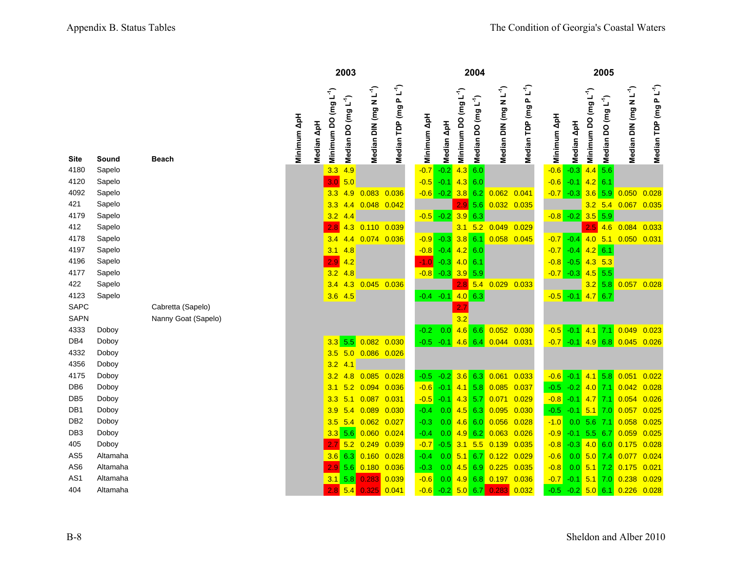| Site | Sound | Beach | 2003 | | | | | | 2004 | | | | | | 2005 | | | | | |
|---|---|---|---|---|---|---|---|---|---|---|---|---|---|---|---|---|---|---|---|---|
| | | | Minimum ΔpH | Median ΔpH | Minimum DO (mg L$^{-1}$) | Median DO (mg L$^{-1}$) | Median DIN (mg N L$^{-1}$) | Median TDP (mg P L$^{-1}$) | Minimum ΔpH | Median ΔpH | Minimum DO (mg L$^{-1}$) | Median DO (mg L$^{-1}$) | Median DIN (mg N L$^{-1}$) | Median TDP (mg P L$^{-1}$) | Minimum ΔpH | Median ΔpH | Minimum DO (mg L$^{-1}$) | Median DO (mg L$^{-1}$) | Median DIN (mg N L$^{-1}$) | Median TDP (mg P L$^{-1}$) |
| 4180 | Sapelo | | | | 3.3 | 4.9 | | | -0.7 | -0.2 | 4.3 | 6.0 | | | -0.6 | -0.3 | 4.4 | 5.6 | | |
| 4120 | Sapelo | | | | 3.0 | 5.0 | | | -0.5 | -0.1 | 4.3 | 6.0 | | | -0.6 | -0.1 | 4.2 | 6.1 | | |
| 4092 | Sapelo | | | | 3.3 | 4.9 | 0.083 | 0.036 | -0.6 | -0.2 | 3.8 | 6.2 | 0.062 | 0.041 | -0.7 | -0.3 | 3.6 | 5.9 | 0.050 | 0.028 |
| 421 | Sapelo | | | | 3.3 | 4.4 | 0.048 | 0.042 | | | 2.9 | 5.6 | 0.032 | 0.035 | | | 3.2 | 5.4 | 0.067 | 0.035 |
| 4179 | Sapelo | | | | 3.2 | 4.4 | | | -0.5 | -0.2 | 3.9 | 6.3 | | | -0.8 | -0.2 | 3.5 | 5.9 | | |
| 412 | Sapelo | | | | 2.8 | 4.3 | 0.110 | 0.039 | | | 3.1 | 5.2 | 0.049 | 0.029 | | | 2.5 | 4.6 | 0.084 | 0.033 |
| 4178 | Sapelo | | | | 3.4 | 4.4 | 0.074 | 0.036 | -0.9 | -0.3 | 3.8 | 6.1 | 0.058 | 0.045 | -0.7 | -0.4 | 4.0 | 5.1 | 0.050 | 0.031 |
| 4197 | Sapelo | | | | 3.1 | 4.8 | | | -0.8 | -0.4 | 4.2 | 6.0 | | | -0.7 | -0.4 | 4.2 | 6.1 | | |
| 4196 | Sapelo | | | | 2.9 | 4.2 | | | -1.0 | -0.3 | 4.0 | 6.1 | | | -0.8 | -0.5 | 4.3 | 5.3 | | |
| 4177 | Sapelo | | | | 3.2 | 4.8 | | | -0.8 | -0.3 | 3.9 | 5.9 | | | -0.7 | -0.3 | 4.5 | 5.5 | | |
| 422 | Sapelo | | | | 3.4 | 4.3 | 0.045 | 0.036 | | | 2.8 | 5.4 | 0.029 | 0.033 | | | 3.2 | 5.8 | 0.057 | 0.028 |
| 4123 | Sapelo | | | | 3.6 | 4.5 | | | -0.4 | -0.1 | 4.0 | 6.3 | | | -0.5 | -0.1 | 4.7 | 6.7 | | |
| SAPC | | Cabretta (Sapelo) | | | | | | | | | 2.7 | | | | | | | | | |
| SAPN | | Nanny Goat (Sapelo) | | | | | | | | | 3.2 | | | | | | | | | |
| 4333 | Doboy | | | | | | | | -0.2 | 0.0 | 4.6 | 6.6 | 0.052 | 0.030 | -0.5 | -0.1 | 4.1 | 7.1 | 0.049 | 0.023 |
| DB4 | Doboy | | | | 3.3 | 5.5 | 0.082 | 0.030 | -0.5 | -0.1 | 4.6 | 6.4 | 0.044 | 0.031 | -0.7 | -0.1 | 4.9 | 6.8 | 0.045 | 0.026 |
| 4332 | Doboy | | | | 3.5 | 5.0 | 0.086 | 0.026 | | | | | | | | | | | | |
| 4356 | Doboy | | | | 3.2 | 4.1 | | | | | | | | | | | | | | |
| 4175 | Doboy | | | | 3.2 | 4.8 | 0.085 | 0.028 | -0.5 | -0.2 | 3.6 | 6.3 | 0.061 | 0.033 | -0.6 | -0.1 | 4.1 | 5.8 | 0.051 | 0.022 |
| DB6 | Doboy | | | | 3.1 | 5.2 | 0.094 | 0.036 | -0.6 | -0.1 | 4.1 | 5.8 | 0.085 | 0.037 | -0.5 | -0.2 | 4.0 | 7.1 | 0.042 | 0.028 |
| DB5 | Doboy | | | | 3.3 | 5.1 | 0.087 | 0.031 | -0.5 | -0.1 | 4.3 | 5.7 | 0.071 | 0.029 | -0.8 | -0.1 | 4.7 | 7.1 | 0.054 | 0.026 |
| DB1 | Doboy | | | | 3.9 | 5.4 | 0.089 | 0.030 | -0.4 | 0.0 | 4.5 | 6.3 | 0.095 | 0.030 | -0.5 | -0.1 | 5.1 | 7.0 | 0.057 | 0.025 |
| DB2 | Doboy | | | | 3.5 | 5.4 | 0.062 | 0.027 | -0.3 | 0.0 | 4.6 | 6.0 | 0.056 | 0.028 | -1.0 | 0.0 | 5.6 | 7.1 | 0.058 | 0.025 |
| DB3 | Doboy | | | | 3.3 | 5.6 | 0.060 | 0.024 | -0.4 | 0.0 | 4.9 | 6.2 | 0.063 | 0.026 | -0.9 | -0.1 | 5.5 | 6.7 | 0.059 | 0.025 |
| 405 | Doboy | | | | 2.7 | 5.2 | 0.249 | 0.039 | -0.7 | -0.5 | 3.1 | 5.5 | 0.139 | 0.035 | -0.8 | -0.3 | 4.0 | 6.0 | 0.175 | 0.028 |
| AS5 | Altamaha | | | | 3.6 | 6.3 | 0.160 | 0.028 | -0.4 | 0.0 | 5.1 | 6.7 | 0.122 | 0.029 | -0.6 | 0.0 | 5.0 | 7.4 | 0.077 | 0.024 |
| AS6 | Altamaha | | | | 2.9 | 5.6 | 0.180 | 0.036 | -0.3 | 0.0 | 4.5 | 6.9 | 0.225 | 0.035 | -0.8 | 0.0 | 5.1 | 7.2 | 0.175 | 0.021 |
| AS1 | Altamaha | | | | 3.1 | 5.8 | 0.283 | 0.039 | -0.6 | 0.0 | 4.9 | 6.8 | 0.197 | 0.036 | -0.7 | -0.1 | 5.1 | 7.0 | 0.238 | 0.029 |
| 404 | Altamaha | | | | 2.8 | 5.4 | 0.325 | 0.041 | -0.6 | -0.2 | 5.0 | 6.7 | 0.283 | 0.032 | -0.5 | -0.2 | 5.0 | 6.1 | 0.226 | 0.028 |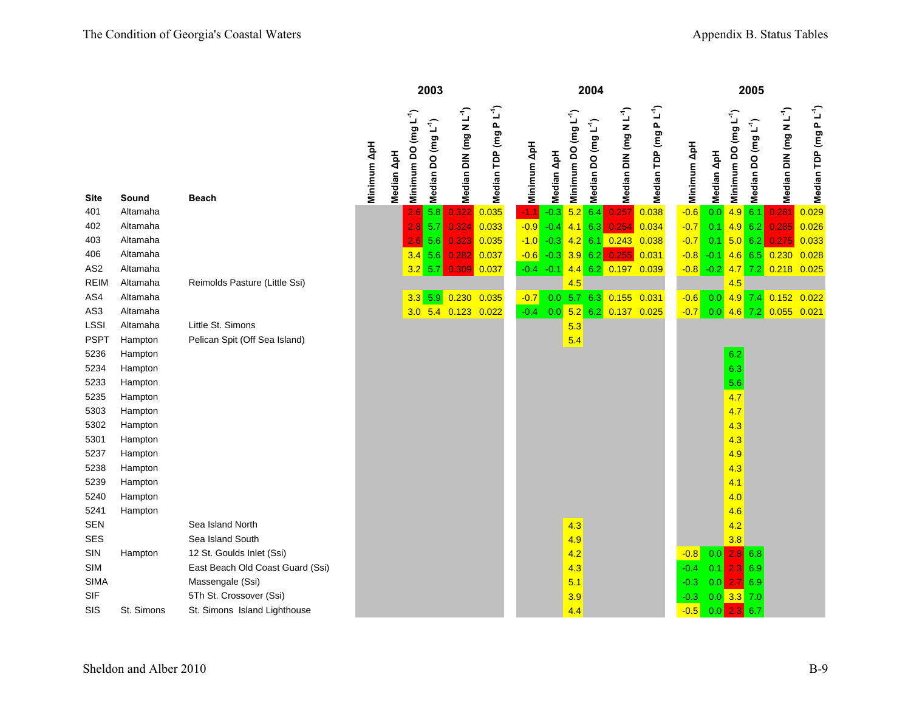| Site | Sound | Beach | 2003 Minimum ΔpH | 2003 Median ΔpH | 2003 Minimum DO (mg L$^{-1}$) | 2003 Median DO (mg L$^{-1}$) | 2003 Median DIN (mg N L$^{-1}$) | 2003 Median TDP (mg P L$^{-1}$) | 2004 Minimum ΔpH | 2004 Median ΔpH | 2004 Minimum DO (mg L$^{-1}$) | 2004 Median DO (mg L$^{-1}$) | 2004 Median DIN (mg N L$^{-1}$) | 2004 Median TDP (mg P L$^{-1}$) | 2005 Minimum ΔpH | 2005 Median ΔpH | 2005 Minimum DO (mg L$^{-1}$) | 2005 Median DO (mg L$^{-1}$) | 2005 Median DIN (mg N L$^{-1}$) | 2005 Median TDP (mg P L$^{-1}$) |
|---|---|---|---|---|---|---|---|---|---|---|---|---|---|---|---|---|---|---|---|---|
| 401 | Altamaha | | | | 2.6 | 5.8 | 0.322 | 0.035 | -1.1 | -0.3 | 5.2 | 6.4 | 0.257 | 0.038 | -0.6 | 0.0 | 4.9 | 6.1 | 0.281 | 0.029 |
| 402 | Altamaha | | | | 2.8 | 5.7 | 0.324 | 0.033 | -0.9 | -0.4 | 4.1 | 6.3 | 0.254 | 0.034 | -0.7 | 0.1 | 4.9 | 6.2 | 0.285 | 0.026 |
| 403 | Altamaha | | | | 2.6 | 5.6 | 0.323 | 0.035 | -1.0 | -0.3 | 4.2 | 6.1 | 0.243 | 0.038 | -0.7 | 0.1 | 5.0 | 6.2 | 0.275 | 0.033 |
| 406 | Altamaha | | | | 3.4 | 5.6 | 0.282 | 0.037 | -0.6 | -0.3 | 3.9 | 6.2 | 0.255 | 0.031 | -0.8 | -0.1 | 4.6 | 6.5 | 0.230 | 0.028 |
| AS2 | Altamaha | | | | 3.2 | 5.7 | 0.309 | 0.037 | -0.4 | -0.1 | 4.4 | 6.2 | 0.197 | 0.039 | -0.8 | -0.2 | 4.7 | 7.2 | 0.218 | 0.025 |
| REIM | Altamaha | Reimolds Pasture (Little Ssi) | | | | | | | | | 4.5 | | | | | | 4.5 | | | |
| AS4 | Altamaha | | | | 3.3 | 5.9 | 0.230 | 0.035 | -0.7 | 0.0 | 5.7 | 6.3 | 0.155 | 0.031 | -0.6 | 0.0 | 4.9 | 7.4 | 0.152 | 0.022 |
| AS3 | Altamaha | | | | 3.0 | 5.4 | 0.123 | 0.022 | -0.4 | 0.0 | 5.2 | 6.2 | 0.137 | 0.025 | -0.7 | 0.0 | 4.6 | 7.2 | 0.055 | 0.021 |
| LSSI | Altamaha | Little St. Simons | | | | | | | | | 5.3 | | | | | | | | | |
| PSPT | Hampton | Pelican Spit (Off Sea Island) | | | | | | | | | 5.4 | | | | | | | | | |
| 5236 | Hampton | | | | | | | | | | | | | | | | 6.2 | | | |
| 5234 | Hampton | | | | | | | | | | | | | | | | 6.3 | | | |
| 5233 | Hampton | | | | | | | | | | | | | | | | 5.6 | | | |
| 5235 | Hampton | | | | | | | | | | | | | | | | 4.7 | | | |
| 5303 | Hampton | | | | | | | | | | | | | | | | 4.7 | | | |
| 5302 | Hampton | | | | | | | | | | | | | | | | 4.3 | | | |
| 5301 | Hampton | | | | | | | | | | | | | | | | 4.3 | | | |
| 5237 | Hampton | | | | | | | | | | | | | | | | 4.9 | | | |
| 5238 | Hampton | | | | | | | | | | | | | | | | 4.3 | | | |
| 5239 | Hampton | | | | | | | | | | | | | | | | 4.1 | | | |
| 5240 | Hampton | | | | | | | | | | | | | | | | 4.0 | | | |
| 5241 | Hampton | | | | | | | | | | | | | | | | 4.6 | | | |
| SEN | | Sea Island North | | | | | | | | | 4.3 | | | | | | 4.2 | | | |
| SES | | Sea Island South | | | | | | | | | 4.9 | | | | | | 3.8 | | | |
| SIN | Hampton | 12 St. Goulds Inlet (Ssi) | | | | | | | | | 4.2 | | | | -0.8 | 0.0 | 2.8 | 6.8 | | |
| SIM | | East Beach Old Coast Guard (Ssi) | | | | | | | | | 4.3 | | | | -0.4 | 0.1 | 2.3 | 6.9 | | |
| SIMA | | Massengale (Ssi) | | | | | | | | | 5.1 | | | | -0.3 | 0.0 | 2.7 | 6.9 | | |
| SIF | | 5Th St. Crossover (Ssi) | | | | | | | | | 3.9 | | | | -0.3 | 0.0 | 3.3 | 7.0 | | |
| SIS | St. Simons | St. Simons Island Lighthouse | | | | | | | | | 4.4 | | | | -0.5 | 0.0 | 2.3 | 6.7 | | |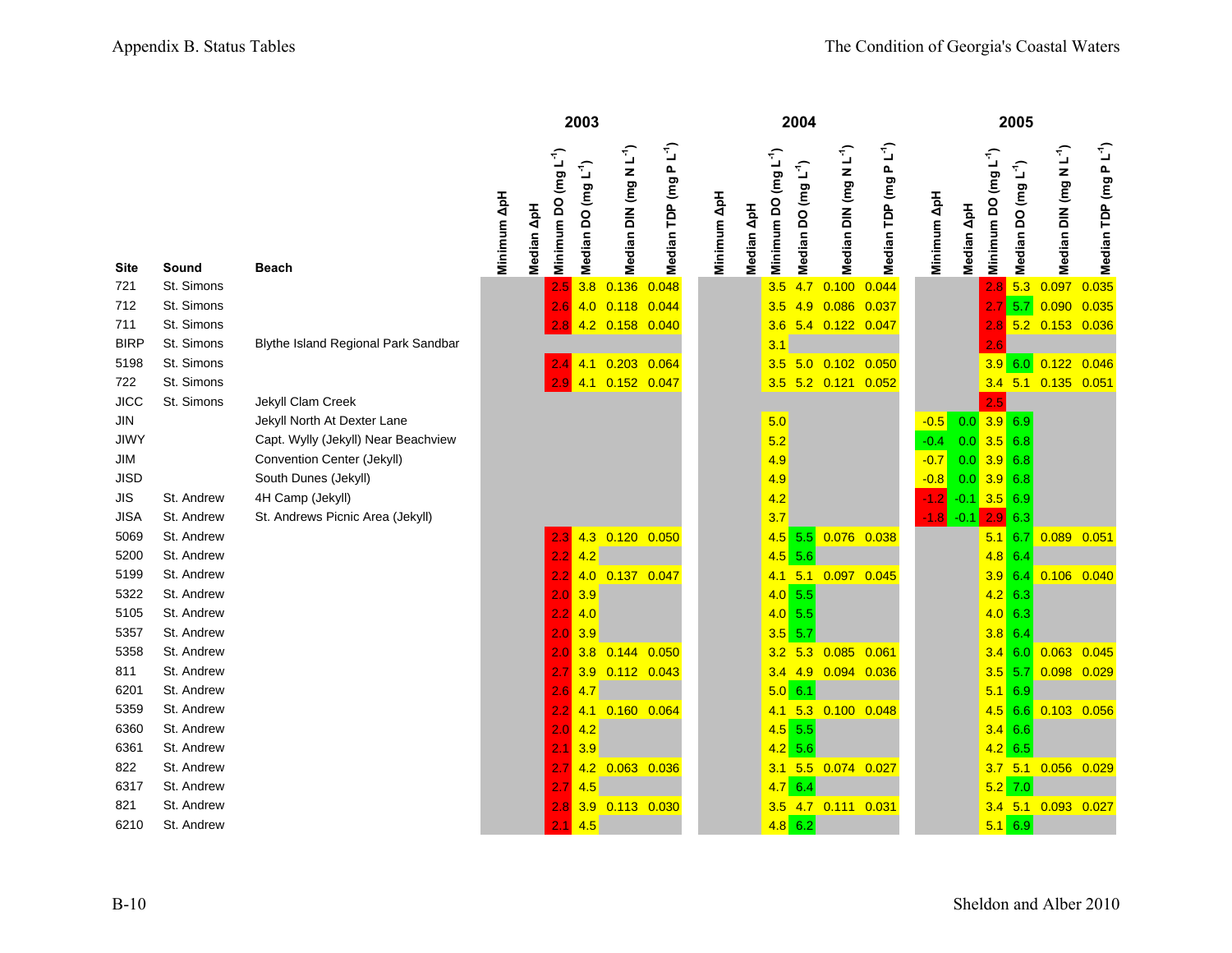| Site | Sound | Beach | 2003 Minimum ΔpH | 2003 Median ΔpH | 2003 Minimum DO (mg L$^{-1}$) | 2003 Median DO (mg L$^{-1}$) | 2003 Median DIN (mg N L$^{-1}$) | 2003 Median TDP (mg P L$^{-1}$) | 2004 Minimum ΔpH | 2004 Median ΔpH | 2004 Minimum DO (mg L$^{-1}$) | 2004 Median DO (mg L$^{-1}$) | 2004 Median DIN (mg N L$^{-1}$) | 2004 Median TDP (mg P L$^{-1}$) | 2005 Minimum ΔpH | 2005 Median ΔpH | 2005 Minimum DO (mg L$^{-1}$) | 2005 Median DO (mg L$^{-1}$) | 2005 Median DIN (mg N L$^{-1}$) | 2005 Median TDP (mg P L$^{-1}$) |
|---|---|---|---|---|---|---|---|---|---|---|---|---|---|---|---|---|---|---|---|---|
| 721 | St. Simons | | | | 2.5 | 3.8 | 0.136 | 0.048 | | | 3.5 | 4.7 | 0.100 | 0.044 | | | 2.8 | 5.3 | 0.097 | 0.035 |
| 712 | St. Simons | | | | 2.6 | 4.0 | 0.118 | 0.044 | | | 3.5 | 4.9 | 0.086 | 0.037 | | | 2.7 | 5.7 | 0.090 | 0.035 |
| 711 | St. Simons | | | | 2.8 | 4.2 | 0.158 | 0.040 | | | 3.6 | 5.4 | 0.122 | 0.047 | | | 2.8 | 5.2 | 0.153 | 0.036 |
| BIRP | St. Simons | Blythe Island Regional Park Sandbar | | | | | | | | | 3.1 | | | | | | 2.6 | | | |
| 5198 | St. Simons | | | | 2.4 | 4.1 | 0.203 | 0.064 | | | 3.5 | 5.0 | 0.102 | 0.050 | | | 3.9 | 6.0 | 0.122 | 0.046 |
| 722 | St. Simons | | | | 2.9 | 4.1 | 0.152 | 0.047 | | | 3.5 | 5.2 | 0.121 | 0.052 | | | 3.4 | 5.1 | 0.135 | 0.051 |
| JICC | St. Simons | Jekyll Clam Creek | | | | | | | | | | | | | | | 2.5 | | | |
| JIN | | Jekyll North At Dexter Lane | | | | | | | | | 5.0 | | | | -0.5 | 0.0 | 3.9 | 6.9 | | |
| JIWY | | Capt. Wylly (Jekyll) Near Beachview | | | | | | | | | 5.2 | | | | -0.4 | 0.0 | 3.5 | 6.8 | | |
| JIM | | Convention Center (Jekyll) | | | | | | | | | 4.9 | | | | -0.7 | 0.0 | 3.9 | 6.8 | | |
| JISD | | South Dunes (Jekyll) | | | | | | | | | 4.9 | | | | -0.8 | 0.0 | 3.9 | 6.8 | | |
| JIS | St. Andrew | 4H Camp (Jekyll) | | | | | | | | | 4.2 | | | | -1.2 | -0.1 | 3.5 | 6.9 | | |
| JISA | St. Andrew | St. Andrews Picnic Area (Jekyll) | | | | | | | | | 3.7 | | | | -1.8 | -0.1 | 2.9 | 6.3 | | |
| 5069 | St. Andrew | | | | 2.3 | 4.3 | 0.120 | 0.050 | | | 4.5 | 5.5 | 0.076 | 0.038 | | | 5.1 | 6.7 | 0.089 | 0.051 |
| 5200 | St. Andrew | | | | 2.2 | 4.2 | | | | | 4.5 | 5.6 | | | | | 4.8 | 6.4 | | |
| 5199 | St. Andrew | | | | 2.2 | 4.0 | 0.137 | 0.047 | | | 4.1 | 5.1 | 0.097 | 0.045 | | | 3.9 | 6.4 | 0.106 | 0.040 |
| 5322 | St. Andrew | | | | 2.0 | 3.9 | | | | | 4.0 | 5.5 | | | | | 4.2 | 6.3 | | |
| 5105 | St. Andrew | | | | 2.2 | 4.0 | | | | | 4.0 | 5.5 | | | | | 4.0 | 6.3 | | |
| 5357 | St. Andrew | | | | 2.0 | 3.9 | | | | | 3.5 | 5.7 | | | | | 3.8 | 6.4 | | |
| 5358 | St. Andrew | | | | 2.0 | 3.8 | 0.144 | 0.050 | | | 3.2 | 5.3 | 0.085 | 0.061 | | | 3.4 | 6.0 | 0.063 | 0.045 |
| 811 | St. Andrew | | | | 2.7 | 3.9 | 0.112 | 0.043 | | | 3.4 | 4.9 | 0.094 | 0.036 | | | 3.5 | 5.7 | 0.098 | 0.029 |
| 6201 | St. Andrew | | | | 2.6 | 4.7 | | | | | 5.0 | 6.1 | | | | | 5.1 | 6.9 | | |
| 5359 | St. Andrew | | | | 2.2 | 4.1 | 0.160 | 0.064 | | | 4.1 | 5.3 | 0.100 | 0.048 | | | 4.5 | 6.6 | 0.103 | 0.056 |
| 6360 | St. Andrew | | | | 2.0 | 4.2 | | | | | 4.5 | 5.5 | | | | | 3.4 | 6.6 | | |
| 6361 | St. Andrew | | | | 2.1 | 3.9 | | | | | 4.2 | 5.6 | | | | | 4.2 | 6.5 | | |
| 822 | St. Andrew | | | | 2.7 | 4.2 | 0.063 | 0.036 | | | 3.1 | 5.5 | 0.074 | 0.027 | | | 3.7 | 5.1 | 0.056 | 0.029 |
| 6317 | St. Andrew | | | | 2.7 | 4.5 | | | | | 4.7 | 6.4 | | | | | 5.2 | 7.0 | | |
| 821 | St. Andrew | | | | 2.8 | 3.9 | 0.113 | 0.030 | | | 3.5 | 4.7 | 0.111 | 0.031 | | | 3.4 | 5.1 | 0.093 | 0.027 |
| 6210 | St. Andrew | | | | 2.1 | 4.5 | | | | | 4.8 | 6.2 | | | | | 5.1 | 6.9 | | |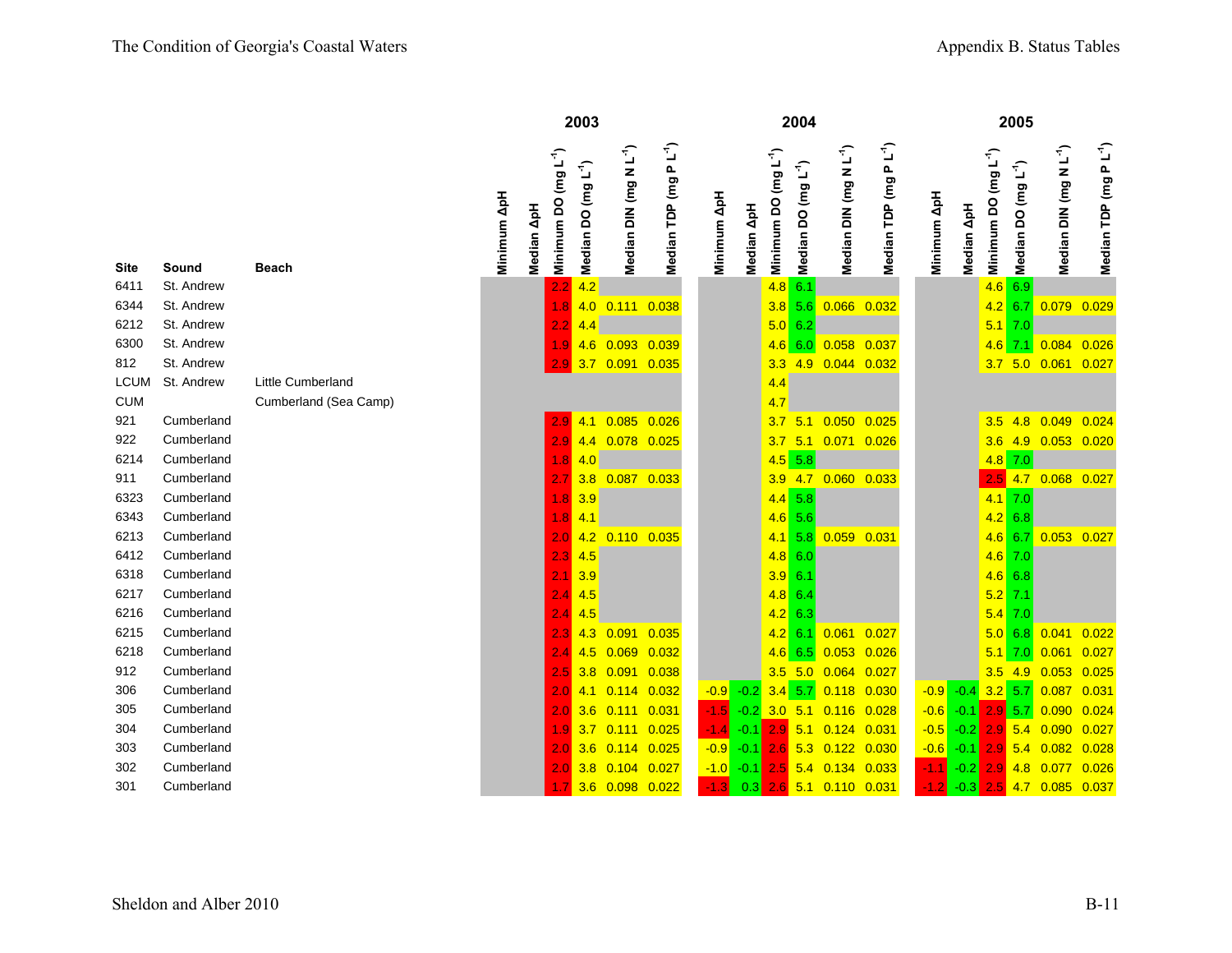| Site | Sound | Beach | 2003 Minimum ΔpH | 2003 Median ΔpH | 2003 Minimum DO (mg L$^{-1}$) | 2003 Median DO (mg L$^{-1}$) | 2003 Median DIN (mg N L$^{-1}$) | 2003 Median TDP (mg P L$^{-1}$) | 2004 Minimum ΔpH | 2004 Median ΔpH | 2004 Minimum DO (mg L$^{-1}$) | 2004 Median DO (mg L$^{-1}$) | 2004 Median DIN (mg N L$^{-1}$) | 2004 Median TDP (mg P L$^{-1}$) | 2005 Minimum ΔpH | 2005 Median ΔpH | 2005 Minimum DO (mg L$^{-1}$) | 2005 Median DO (mg L$^{-1}$) | 2005 Median DIN (mg N L$^{-1}$) | 2005 Median TDP (mg P L$^{-1}$) |
|---|---|---|---|---|---|---|---|---|---|---|---|---|---|---|---|---|---|---|---|---|
| 6411 | St. Andrew | | | | 2.2 | 4.2 | | | | | 4.8 | 6.1 | | | | | 4.6 | 6.9 | | |
| 6344 | St. Andrew | | | | 1.8 | 4.0 | 0.111 | 0.038 | | | 3.8 | 5.6 | 0.066 | 0.032 | | | 4.2 | 6.7 | 0.079 | 0.029 |
| 6212 | St. Andrew | | | | 2.2 | 4.4 | | | | | 5.0 | 6.2 | | | | | 5.1 | 7.0 | | |
| 6300 | St. Andrew | | | | 1.9 | 4.6 | 0.093 | 0.039 | | | 4.6 | 6.0 | 0.058 | 0.037 | | | 4.6 | 7.1 | 0.084 | 0.026 |
| 812 | St. Andrew | | | | 2.9 | 3.7 | 0.091 | 0.035 | | | 3.3 | 4.9 | 0.044 | 0.032 | | | 3.7 | 5.0 | 0.061 | 0.027 |
| LCUM | St. Andrew | Little Cumberland | | | | | | | | | 4.4 | | | | | | | | | |
| CUM | | Cumberland (Sea Camp) | | | | | | | | | 4.7 | | | | | | | | | |
| 921 | Cumberland | | | | 2.9 | 4.1 | 0.085 | 0.026 | | | 3.7 | 5.1 | 0.050 | 0.025 | | | 3.5 | 4.8 | 0.049 | 0.024 |
| 922 | Cumberland | | | | 2.9 | 4.4 | 0.078 | 0.025 | | | 3.7 | 5.1 | 0.071 | 0.026 | | | 3.6 | 4.9 | 0.053 | 0.020 |
| 6214 | Cumberland | | | | 1.8 | 4.0 | | | | | 4.5 | 5.8 | | | | | 4.8 | 7.0 | | |
| 911 | Cumberland | | | | 2.7 | 3.8 | 0.087 | 0.033 | | | 3.9 | 4.7 | 0.060 | 0.033 | | | 2.5 | 4.7 | 0.068 | 0.027 |
| 6323 | Cumberland | | | | 1.8 | 3.9 | | | | | 4.4 | 5.8 | | | | | 4.1 | 7.0 | | |
| 6343 | Cumberland | | | | 1.8 | 4.1 | | | | | 4.6 | 5.6 | | | | | 4.2 | 6.8 | | |
| 6213 | Cumberland | | | | 2.0 | 4.2 | 0.110 | 0.035 | | | 4.1 | 5.8 | 0.059 | 0.031 | | | 4.6 | 6.7 | 0.053 | 0.027 |
| 6412 | Cumberland | | | | 2.3 | 4.5 | | | | | 4.8 | 6.0 | | | | | 4.6 | 7.0 | | |
| 6318 | Cumberland | | | | 2.1 | 3.9 | | | | | 3.9 | 6.1 | | | | | 4.6 | 6.8 | | |
| 6217 | Cumberland | | | | 2.4 | 4.5 | | | | | 4.8 | 6.4 | | | | | 5.2 | 7.1 | | |
| 6216 | Cumberland | | | | 2.4 | 4.5 | | | | | 4.2 | 6.3 | | | | | 5.4 | 7.0 | | |
| 6215 | Cumberland | | | | 2.3 | 4.3 | 0.091 | 0.035 | | | 4.2 | 6.1 | 0.061 | 0.027 | | | 5.0 | 6.8 | 0.041 | 0.022 |
| 6218 | Cumberland | | | | 2.4 | 4.5 | 0.069 | 0.032 | | | 4.6 | 6.5 | 0.053 | 0.026 | | | 5.1 | 7.0 | 0.061 | 0.027 |
| 912 | Cumberland | | | | 2.5 | 3.8 | 0.091 | 0.038 | | | 3.5 | 5.0 | 0.064 | 0.027 | | | 3.5 | 4.9 | 0.053 | 0.025 |
| 306 | Cumberland | | | | 2.0 | 4.1 | 0.114 | 0.032 | -0.9 | -0.2 | 3.4 | 5.7 | 0.118 | 0.030 | -0.9 | -0.4 | 3.2 | 5.7 | 0.087 | 0.031 |
| 305 | Cumberland | | | | 2.0 | 3.6 | 0.111 | 0.031 | -1.5 | -0.2 | 3.0 | 5.1 | 0.116 | 0.028 | -0.6 | -0.1 | 2.9 | 5.7 | 0.090 | 0.024 |
| 304 | Cumberland | | | | 1.9 | 3.7 | 0.111 | 0.025 | -1.4 | -0.1 | 2.9 | 5.1 | 0.124 | 0.031 | -0.5 | -0.2 | 2.9 | 5.4 | 0.090 | 0.027 |
| 303 | Cumberland | | | | 2.0 | 3.6 | 0.114 | 0.025 | -0.9 | -0.1 | 2.6 | 5.3 | 0.122 | 0.030 | -0.6 | -0.1 | 2.9 | 5.4 | 0.082 | 0.028 |
| 302 | Cumberland | | | | 2.0 | 3.8 | 0.104 | 0.027 | -1.0 | -0.1 | 2.5 | 5.4 | 0.134 | 0.033 | -1.1 | -0.2 | 2.9 | 4.8 | 0.077 | 0.026 |
| 301 | Cumberland | | | | 1.7 | 3.6 | 0.098 | 0.022 | -1.3 | 0.3 | 2.6 | 5.1 | 0.110 | 0.031 | -1.2 | -0.3 | 2.5 | 4.7 | 0.085 | 0.037 |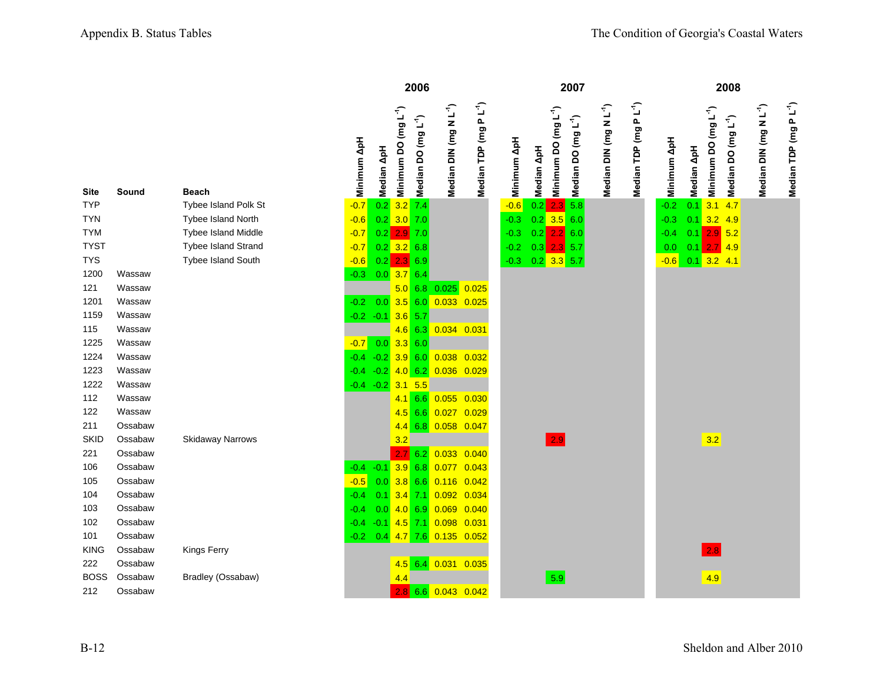| Site | Sound | Beach | 2006 Minimum ΔpH | 2006 Median ΔpH | 2006 Minimum DO ($mg\ L^{-1}$) | 2006 Median DO ($mg\ L^{-1}$) | 2006 Median DIN ($mg\ N\ L^{-1}$) | 2006 Median TDP ($mg\ P\ L^{-1}$) | 2007 Minimum ΔpH | 2007 Median ΔpH | 2007 Minimum DO ($mg\ L^{-1}$) | 2007 Median DO ($mg\ L^{-1}$) | 2007 Median DIN ($mg\ N\ L^{-1}$) | 2007 Median TDP ($mg\ P\ L^{-1}$) | 2008 Minimum ΔpH | 2008 Median ΔpH | 2008 Minimum DO ($mg\ L^{-1}$) | 2008 Median DO ($mg\ L^{-1}$) | 2008 Median DIN ($mg\ N\ L^{-1}$) | 2008 Median TDP ($mg\ P\ L^{-1}$) |
|---|---|---|---|---|---|---|---|---|---|---|---|---|---|---|---|---|---|---|---|---|
| TYP | | Tybee Island Polk St | -0.7 | 0.2 | 3.2 | 7.4 | | | -0.6 | 0.2 | 2.3 | 5.8 | | | -0.2 | 0.1 | 3.1 | 4.7 | | |
| TYN | | Tybee Island North | -0.6 | 0.2 | 3.0 | 7.0 | | | -0.3 | 0.2 | 3.5 | 6.0 | | | -0.3 | 0.1 | 3.2 | 4.9 | | |
| TYM | | Tybee Island Middle | -0.7 | 0.2 | 2.9 | 7.0 | | | -0.3 | 0.2 | 2.2 | 6.0 | | | -0.4 | 0.1 | 2.9 | 5.2 | | |
| TYST | | Tybee Island Strand | -0.7 | 0.2 | 3.2 | 6.8 | | | -0.2 | 0.3 | 2.3 | 5.7 | | | 0.0 | 0.1 | 2.7 | 4.9 | | |
| TYS | | Tybee Island South | -0.6 | 0.2 | 2.3 | 6.9 | | | -0.3 | 0.2 | 3.3 | 5.7 | | | -0.6 | 0.1 | 3.2 | 4.1 | | |
| 1200 | Wassaw | | -0.3 | 0.0 | 3.7 | 6.4 | | | | | | | | | | | | | | |
| 121 | Wassaw | | | | 5.0 | 6.8 | 0.025 | 0.025 | | | | | | | | | | | | |
| 1201 | Wassaw | | -0.2 | 0.0 | 3.5 | 6.0 | 0.033 | 0.025 | | | | | | | | | | | | |
| 1159 | Wassaw | | -0.2 | -0.1 | 3.6 | 5.7 | | | | | | | | | | | | | | |
| 115 | Wassaw | | | | 4.6 | 6.3 | 0.034 | 0.031 | | | | | | | | | | | | |
| 1225 | Wassaw | | -0.7 | 0.0 | 3.3 | 6.0 | | | | | | | | | | | | | | |
| 1224 | Wassaw | | -0.4 | -0.2 | 3.9 | 6.0 | 0.038 | 0.032 | | | | | | | | | | | | |
| 1223 | Wassaw | | -0.4 | -0.2 | 4.0 | 6.2 | 0.036 | 0.029 | | | | | | | | | | | | |
| 1222 | Wassaw | | -0.4 | -0.2 | 3.1 | 5.5 | | | | | | | | | | | | | | |
| 112 | Wassaw | | | | 4.1 | 6.6 | 0.055 | 0.030 | | | | | | | | | | | | |
| 122 | Wassaw | | | | 4.5 | 6.6 | 0.027 | 0.029 | | | | | | | | | | | | |
| 211 | Ossabaw | | | | 4.4 | 6.8 | 0.058 | 0.047 | | | | | | | | | | | | |
| SKID | Ossabaw | Skidaway Narrows | | | 3.2 | | | | | | 2.9 | | | | | | 3.2 | | | |
| 221 | Ossabaw | | | | 2.7 | 6.2 | 0.033 | 0.040 | | | | | | | | | | | | |
| 106 | Ossabaw | | -0.4 | -0.1 | 3.9 | 6.8 | 0.077 | 0.043 | | | | | | | | | | | | |
| 105 | Ossabaw | | -0.5 | 0.0 | 3.8 | 6.6 | 0.116 | 0.042 | | | | | | | | | | | | |
| 104 | Ossabaw | | -0.4 | 0.1 | 3.4 | 7.1 | 0.092 | 0.034 | | | | | | | | | | | | |
| 103 | Ossabaw | | -0.4 | 0.0 | 4.0 | 6.9 | 0.069 | 0.040 | | | | | | | | | | | | |
| 102 | Ossabaw | | -0.4 | -0.1 | 4.5 | 7.1 | 0.098 | 0.031 | | | | | | | | | | | | |
| 101 | Ossabaw | | -0.2 | 0.4 | 4.7 | 7.6 | 0.135 | 0.052 | | | | | | | | | | | | |
| KING | Ossabaw | Kings Ferry | | | | | | | | | | | | | | | 2.8 | | | |
| 222 | Ossabaw | | | | 4.5 | 6.4 | 0.031 | 0.035 | | | | | | | | | | | | |
| BOSS | Ossabaw | Bradley (Ossabaw) | | | 4.4 | | | | | | 5.9 | | | | | | 4.9 | | | |
| 212 | Ossabaw | | | | 2.8 | 6.6 | 0.043 | 0.042 | | | | | | | | | | | | |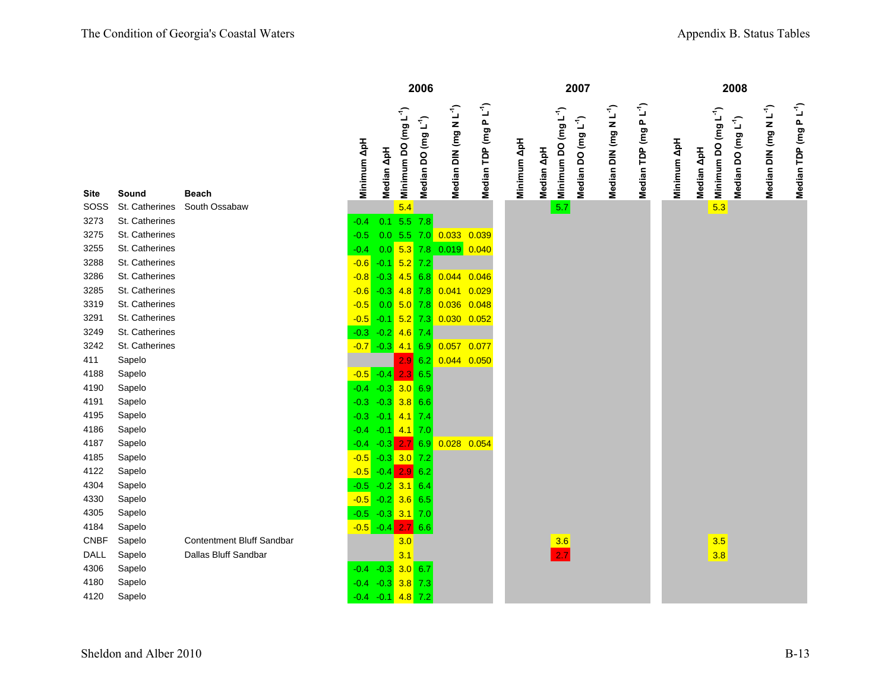| Site | Sound | Beach | 2006 Minimum ΔpH | 2006 Median ΔpH | 2006 Minimum DO (mg $L^{-1}$) | 2006 Median DO (mg $L^{-1}$) | 2006 Median DIN (mg N $L^{-1}$) | 2006 Median TDP (mg P $L^{-1}$) | 2007 Minimum ΔpH | 2007 Median ΔpH | 2007 Minimum DO (mg $L^{-1}$) | 2007 Median DO (mg $L^{-1}$) | 2007 Median DIN (mg N $L^{-1}$) | 2007 Median TDP (mg P $L^{-1}$) | 2008 Minimum ΔpH | 2008 Median ΔpH | 2008 Minimum DO (mg $L^{-1}$) | 2008 Median DO (mg $L^{-1}$) | 2008 Median DIN (mg N $L^{-1}$) | 2008 Median TDP (mg P $L^{-1}$) |
|---|---|---|---|---|---|---|---|---|---|---|---|---|---|---|---|---|---|---|---|---|
| SOSS | St. Catherines | South Ossabaw | | | 5.4 | | | | | | 5.7 | | | | | | 5.3 | | | |
| 3273 | St. Catherines | | -0.4 | 0.1 | 5.5 | 7.8 | | | | | | | | | | | | | | |
| 3275 | St. Catherines | | -0.5 | 0.0 | 5.5 | 7.0 | 0.033 | 0.039 | | | | | | | | | | | | |
| 3255 | St. Catherines | | -0.4 | 0.0 | 5.3 | 7.8 | 0.019 | 0.040 | | | | | | | | | | | | |
| 3288 | St. Catherines | | -0.6 | -0.1 | 5.2 | 7.2 | | | | | | | | | | | | | | |
| 3286 | St. Catherines | | -0.8 | -0.3 | 4.5 | 6.8 | 0.044 | 0.046 | | | | | | | | | | | | |
| 3285 | St. Catherines | | -0.6 | -0.3 | 4.8 | 7.8 | 0.041 | 0.029 | | | | | | | | | | | | |
| 3319 | St. Catherines | | -0.5 | 0.0 | 5.0 | 7.8 | 0.036 | 0.048 | | | | | | | | | | | | |
| 3291 | St. Catherines | | -0.5 | -0.1 | 5.2 | 7.3 | 0.030 | 0.052 | | | | | | | | | | | | |
| 3249 | St. Catherines | | -0.3 | -0.2 | 4.6 | 7.4 | | | | | | | | | | | | | | |
| 3242 | St. Catherines | | -0.7 | -0.3 | 4.1 | 6.9 | 0.057 | 0.077 | | | | | | | | | | | | |
| 411 | Sapelo | | | | 2.9 | 6.2 | 0.044 | 0.050 | | | | | | | | | | | | |
| 4188 | Sapelo | | -0.5 | -0.4 | 2.3 | 6.5 | | | | | | | | | | | | | | |
| 4190 | Sapelo | | -0.4 | -0.3 | 3.0 | 6.9 | | | | | | | | | | | | | | |
| 4191 | Sapelo | | -0.3 | -0.3 | 3.8 | 6.6 | | | | | | | | | | | | | | |
| 4195 | Sapelo | | -0.3 | -0.1 | 4.1 | 7.4 | | | | | | | | | | | | | | |
| 4186 | Sapelo | | -0.4 | -0.1 | 4.1 | 7.0 | | | | | | | | | | | | | | |
| 4187 | Sapelo | | -0.4 | -0.3 | 2.7 | 6.9 | 0.028 | 0.054 | | | | | | | | | | | | |
| 4185 | Sapelo | | -0.5 | -0.3 | 3.0 | 7.2 | | | | | | | | | | | | | | |
| 4122 | Sapelo | | -0.5 | -0.4 | 2.9 | 6.2 | | | | | | | | | | | | | | |
| 4304 | Sapelo | | -0.5 | -0.2 | 3.1 | 6.4 | | | | | | | | | | | | | | |
| 4330 | Sapelo | | -0.5 | -0.2 | 3.6 | 6.5 | | | | | | | | | | | | | | |
| 4305 | Sapelo | | -0.5 | -0.3 | 3.1 | 7.0 | | | | | | | | | | | | | | |
| 4184 | Sapelo | | -0.5 | -0.4 | 2.7 | 6.6 | | | | | | | | | | | | | | |
| CNBF | Sapelo | Contentment Bluff Sandbar | | | 3.0 | | | | | | 3.6 | | | | | | 3.5 | | | |
| DALL | Sapelo | Dallas Bluff Sandbar | | | 3.1 | | | | | | 2.7 | | | | | | 3.8 | | | |
| 4306 | Sapelo | | -0.4 | -0.3 | 3.0 | 6.7 | | | | | | | | | | | | | | |
| 4180 | Sapelo | | -0.4 | -0.3 | 3.8 | 7.3 | | | | | | | | | | | | | | |
| 4120 | Sapelo | | -0.4 | -0.1 | 4.8 | 7.2 | | | | | | | | | | | | | | |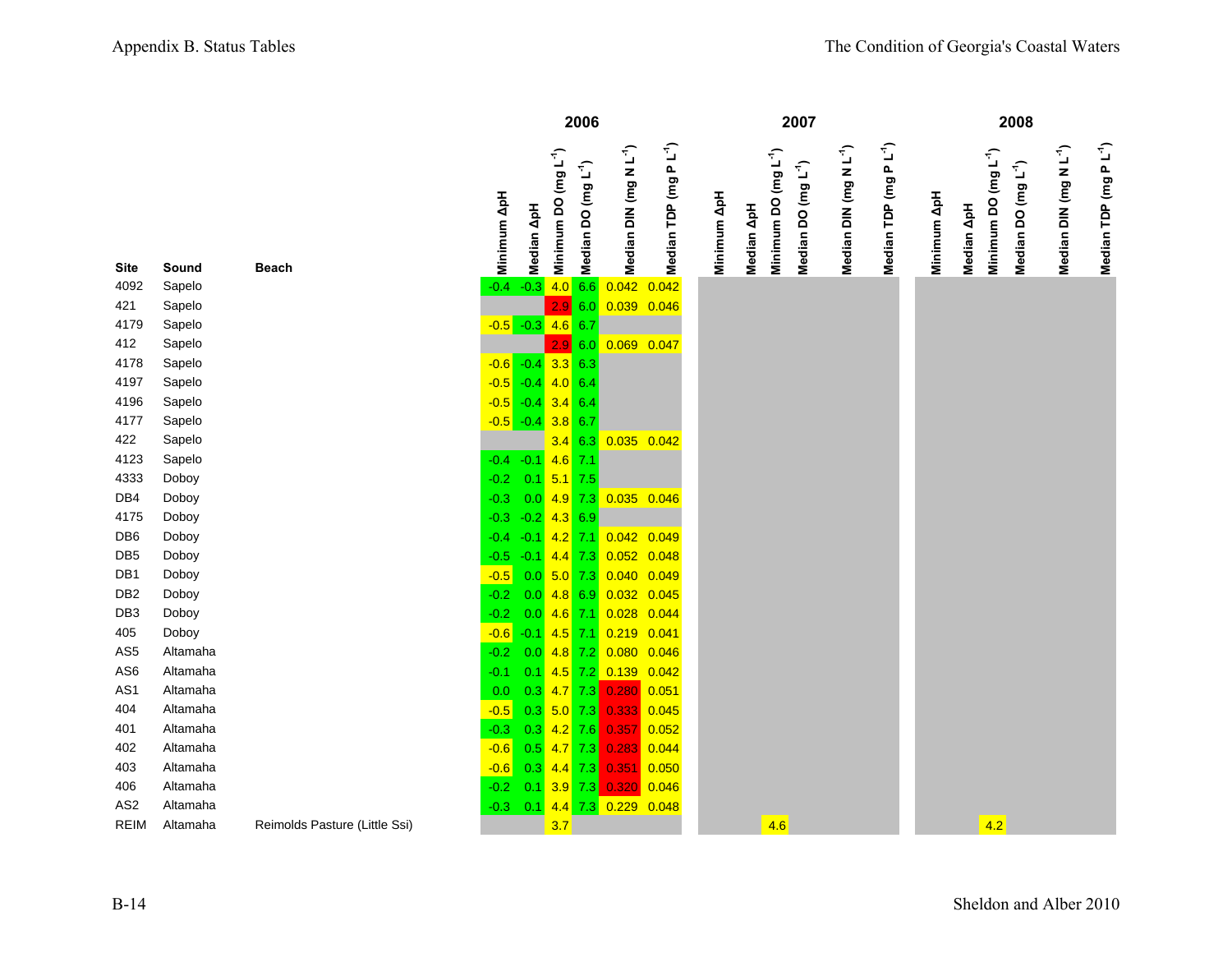| Site | Sound | Beach | 2006 | | | | | | 2007 | | | | | | 2008 | | | | | |
|---|---|---|---|---|---|---|---|---|---|---|---|---|---|---|---|---|---|---|---|---|
| | | | Minimum ΔpH | Median ΔpH | Minimum DO (mg L$^{-1}$) | Median DO (mg L$^{-1}$) | Median DIN (mg N L$^{-1}$) | Median TDP (mg P L$^{-1}$) | Minimum ΔpH | Median ΔpH | Minimum DO (mg L$^{-1}$) | Median DO (mg L$^{-1}$) | Median DIN (mg N L$^{-1}$) | Median TDP (mg P L$^{-1}$) | Minimum ΔpH | Median ΔpH | Minimum DO (mg L$^{-1}$) | Median DO (mg L$^{-1}$) | Median DIN (mg N L$^{-1}$) | Median TDP (mg P L$^{-1}$) |
| 4092 | Sapelo | | -0.4 | -0.3 | 4.0 | 6.6 | 0.042 | 0.042 | | | | | | | | | | | | |
| 421 | Sapelo | | | | 2.9 | 6.0 | 0.039 | 0.046 | | | | | | | | | | | | |
| 4179 | Sapelo | | -0.5 | -0.3 | 4.6 | 6.7 | | | | | | | | | | | | | | |
| 412 | Sapelo | | | | 2.9 | 6.0 | 0.069 | 0.047 | | | | | | | | | | | | |
| 4178 | Sapelo | | -0.6 | -0.4 | 3.3 | 6.3 | | | | | | | | | | | | | | |
| 4197 | Sapelo | | -0.5 | -0.4 | 4.0 | 6.4 | | | | | | | | | | | | | | |
| 4196 | Sapelo | | -0.5 | -0.4 | 3.4 | 6.4 | | | | | | | | | | | | | | |
| 4177 | Sapelo | | -0.5 | -0.4 | 3.8 | 6.7 | | | | | | | | | | | | | | |
| 422 | Sapelo | | | | 3.4 | 6.3 | 0.035 | 0.042 | | | | | | | | | | | | |
| 4123 | Sapelo | | -0.4 | -0.1 | 4.6 | 7.1 | | | | | | | | | | | | | | |
| 4333 | Doboy | | -0.2 | 0.1 | 5.1 | 7.5 | | | | | | | | | | | | | | |
| DB4 | Doboy | | -0.3 | 0.0 | 4.9 | 7.3 | 0.035 | 0.046 | | | | | | | | | | | | |
| 4175 | Doboy | | -0.3 | -0.2 | 4.3 | 6.9 | | | | | | | | | | | | | | |
| DB6 | Doboy | | -0.4 | -0.1 | 4.2 | 7.1 | 0.042 | 0.049 | | | | | | | | | | | | |
| DB5 | Doboy | | -0.5 | -0.1 | 4.4 | 7.3 | 0.052 | 0.048 | | | | | | | | | | | | |
| DB1 | Doboy | | -0.5 | 0.0 | 5.0 | 7.3 | 0.040 | 0.049 | | | | | | | | | | | | |
| DB2 | Doboy | | -0.2 | 0.0 | 4.8 | 6.9 | 0.032 | 0.045 | | | | | | | | | | | | |
| DB3 | Doboy | | -0.2 | 0.0 | 4.6 | 7.1 | 0.028 | 0.044 | | | | | | | | | | | | |
| 405 | Doboy | | -0.6 | -0.1 | 4.5 | 7.1 | 0.219 | 0.041 | | | | | | | | | | | | |
| AS5 | Altamaha | | -0.2 | 0.0 | 4.8 | 7.2 | 0.080 | 0.046 | | | | | | | | | | | | |
| AS6 | Altamaha | | -0.1 | 0.1 | 4.5 | 7.2 | 0.139 | 0.042 | | | | | | | | | | | | |
| AS1 | Altamaha | | 0.0 | 0.3 | 4.7 | 7.3 | 0.280 | 0.051 | | | | | | | | | | | | |
| 404 | Altamaha | | -0.5 | 0.3 | 5.0 | 7.3 | 0.333 | 0.045 | | | | | | | | | | | | |
| 401 | Altamaha | | -0.3 | 0.3 | 4.2 | 7.6 | 0.357 | 0.052 | | | | | | | | | | | | |
| 402 | Altamaha | | -0.6 | 0.5 | 4.7 | 7.3 | 0.283 | 0.044 | | | | | | | | | | | | |
| 403 | Altamaha | | -0.6 | 0.3 | 4.4 | 7.3 | 0.351 | 0.050 | | | | | | | | | | | | |
| 406 | Altamaha | | -0.2 | 0.1 | 3.9 | 7.3 | 0.320 | 0.046 | | | | | | | | | | | | |
| AS2 | Altamaha | | -0.3 | 0.1 | 4.4 | 7.3 | 0.229 | 0.048 | | | | | | | | | | | | |
| REIM | Altamaha | Reimolds Pasture (Little Ssi) | | | 3.7 | | | | | | 4.6 | | | | | | 4.2 | | | |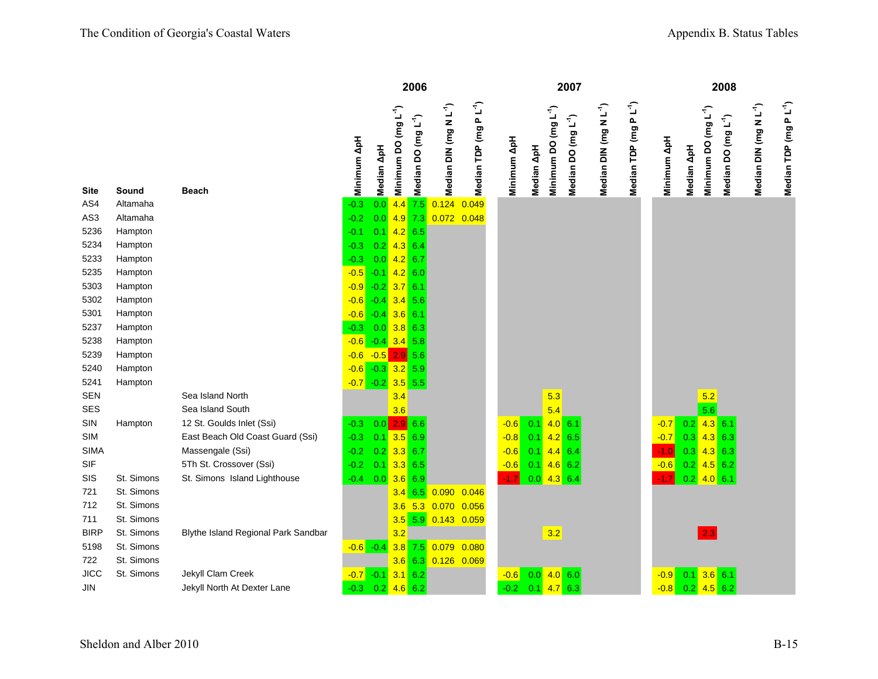| Site | Sound | Beach | 2006 | | | | | | 2007 | | | | | | 2008 | | | | | |
|---|---|---|---|---|---|---|---|---|---|---|---|---|---|---|---|---|---|---|---|---|
| | | | Minimum ΔpH | Median ΔpH | Minimum DO (mg L$^{-1}$) | Median DO (mg L$^{-1}$) | Median DIN (mg N L$^{-1}$) | Median TDP (mg P L$^{-1}$) | Minimum ΔpH | Median ΔpH | Minimum DO (mg L$^{-1}$) | Median DO (mg L$^{-1}$) | Median DIN (mg N L$^{-1}$) | Median TDP (mg P L$^{-1}$) | Minimum ΔpH | Median ΔpH | Minimum DO (mg L$^{-1}$) | Median DO (mg L$^{-1}$) | Median DIN (mg N L$^{-1}$) | Median TDP (mg P L$^{-1}$) |
| AS4 | Altamaha | | -0.3 | 0.0 | 4.4 | 7.5 | 0.124 | 0.049 | | | | | | | | | | | | |
| AS3 | Altamaha | | -0.2 | 0.0 | 4.9 | 7.3 | 0.072 | 0.048 | | | | | | | | | | | | |
| 5236 | Hampton | | -0.1 | 0.1 | 4.2 | 6.5 | | | | | | | | | | | | | | |
| 5234 | Hampton | | -0.3 | 0.2 | 4.3 | 6.4 | | | | | | | | | | | | | | |
| 5233 | Hampton | | -0.3 | 0.0 | 4.2 | 6.7 | | | | | | | | | | | | | | |
| 5235 | Hampton | | -0.5 | -0.1 | 4.2 | 6.0 | | | | | | | | | | | | | | |
| 5303 | Hampton | | -0.9 | -0.2 | 3.7 | 6.1 | | | | | | | | | | | | | | |
| 5302 | Hampton | | -0.6 | -0.4 | 3.4 | 5.6 | | | | | | | | | | | | | | |
| 5301 | Hampton | | -0.6 | -0.4 | 3.6 | 6.1 | | | | | | | | | | | | | | |
| 5237 | Hampton | | -0.3 | 0.0 | 3.8 | 6.3 | | | | | | | | | | | | | | |
| 5238 | Hampton | | -0.6 | -0.4 | 3.4 | 5.8 | | | | | | | | | | | | | | |
| 5239 | Hampton | | -0.6 | -0.5 | 2.9 | 5.6 | | | | | | | | | | | | | | |
| 5240 | Hampton | | -0.6 | -0.3 | 3.2 | 5.9 | | | | | | | | | | | | | | |
| 5241 | Hampton | | -0.7 | -0.2 | 3.5 | 5.5 | | | | | | | | | | | | | | |
| SEN | | Sea Island North | | | 3.4 | | | | | | 5.3 | | | | | | 5.2 | | | |
| SES | | Sea Island South | | | 3.6 | | | | | | 5.4 | | | | | | 5.6 | | | |
| SIN | Hampton | 12 St. Goulds Inlet (Ssi) | -0.3 | 0.0 | 2.9 | 6.6 | | | -0.6 | 0.1 | 4.0 | 6.1 | | | -0.7 | 0.2 | 4.3 | 6.1 | | |
| SIM | | East Beach Old Coast Guard (Ssi) | -0.3 | 0.1 | 3.5 | 6.9 | | | -0.8 | 0.1 | 4.2 | 6.5 | | | -0.7 | 0.3 | 4.3 | 6.3 | | |
| SIMA | | Massengale (Ssi) | -0.2 | 0.2 | 3.3 | 6.7 | | | -0.6 | 0.1 | 4.4 | 6.4 | | | -1.0 | 0.3 | 4.3 | 6.3 | | |
| SIF | | 5Th St. Crossover (Ssi) | -0.2 | 0.1 | 3.3 | 6.5 | | | -0.6 | 0.1 | 4.6 | 6.2 | | | -0.6 | 0.2 | 4.5 | 6.2 | | |
| SIS | St. Simons | St. Simons Island Lighthouse | -0.4 | 0.0 | 3.6 | 6.9 | | | -1.7 | 0.0 | 4.3 | 6.4 | | | -1.7 | 0.2 | 4.0 | 6.1 | | |
| 721 | St. Simons | | | | 3.4 | 6.5 | 0.090 | 0.046 | | | | | | | | | | | | |
| 712 | St. Simons | | | | 3.6 | 5.3 | 0.070 | 0.056 | | | | | | | | | | | | |
| 711 | St. Simons | | | | 3.5 | 5.9 | 0.143 | 0.059 | | | | | | | | | | | | |
| BIRP | St. Simons | Blythe Island Regional Park Sandbar | | | 3.2 | | | | | | 3.2 | | | | | | 2.3 | | | |
| 5198 | St. Simons | | -0.6 | -0.4 | 3.8 | 7.5 | 0.079 | 0.080 | | | | | | | | | | | | |
| 722 | St. Simons | | | | 3.6 | 6.3 | 0.126 | 0.069 | | | | | | | | | | | | |
| JICC | St. Simons | Jekyll Clam Creek | -0.7 | -0.1 | 3.1 | 6.2 | | | -0.6 | 0.0 | 4.0 | 6.0 | | | -0.9 | 0.1 | 3.6 | 6.1 | | |
| JIN | | Jekyll North At Dexter Lane | -0.3 | 0.2 | 4.6 | 6.2 | | | -0.2 | 0.1 | 4.7 | 6.3 | | | -0.8 | 0.2 | 4.5 | 6.2 | | |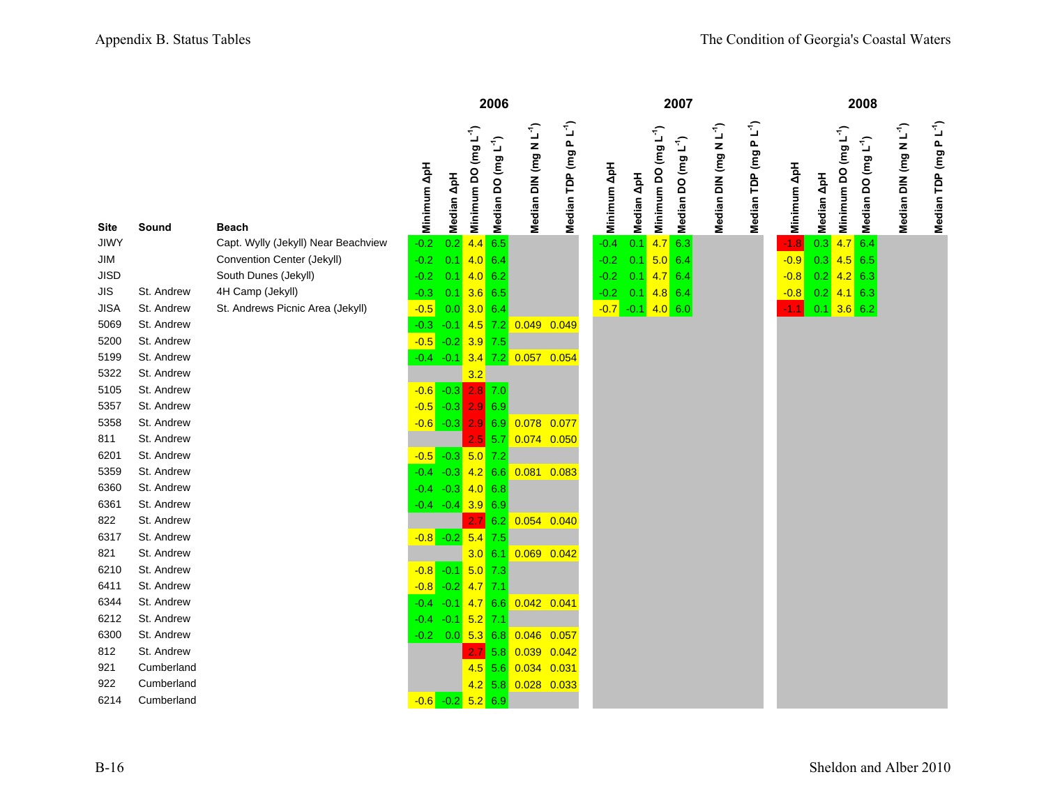| Site | Sound | Beach | 2006 Minimum ΔpH | 2006 Median ΔpH | 2006 Minimum DO (mg L$^{-1}$) | 2006 Median DO (mg L$^{-1}$) | 2006 Median DIN (mg N L$^{-1}$) | 2006 Median TDP (mg P L$^{-1}$) | 2007 Minimum ΔpH | 2007 Median ΔpH | 2007 Minimum DO (mg L$^{-1}$) | 2007 Median DO (mg L$^{-1}$) | 2007 Median DIN (mg N L$^{-1}$) | 2007 Median TDP (mg P L$^{-1}$) | 2008 Minimum ΔpH | 2008 Median ΔpH | 2008 Minimum DO (mg L$^{-1}$) | 2008 Median DO (mg L$^{-1}$) | 2008 Median DIN (mg N L$^{-1}$) | 2008 Median TDP (mg P L$^{-1}$) |
|---|---|---|---|---|---|---|---|---|---|---|---|---|---|---|---|---|---|---|---|---|
| JIWY | | Capt. Wylly (Jekyll) Near Beachview | -0.2 | 0.2 | 4.4 | 6.5 | | | -0.4 | 0.1 | 4.7 | 6.3 | | | -1.8 | 0.3 | 4.7 | 6.4 | | |
| JIM | | Convention Center (Jekyll) | -0.2 | 0.1 | 4.0 | 6.4 | | | -0.2 | 0.1 | 5.0 | 6.4 | | | -0.9 | 0.3 | 4.5 | 6.5 | | |
| JISD | | South Dunes (Jekyll) | -0.2 | 0.1 | 4.0 | 6.2 | | | -0.2 | 0.1 | 4.7 | 6.4 | | | -0.8 | 0.2 | 4.2 | 6.3 | | |
| JIS | St. Andrew | 4H Camp (Jekyll) | -0.3 | 0.1 | 3.6 | 6.5 | | | -0.2 | 0.1 | 4.8 | 6.4 | | | -0.8 | 0.2 | 4.1 | 6.3 | | |
| JISA | St. Andrew | St. Andrews Picnic Area (Jekyll) | -0.5 | 0.0 | 3.0 | 6.4 | | | -0.7 | -0.1 | 4.0 | 6.0 | | | -1.1 | 0.1 | 3.6 | 6.2 | | |
| 5069 | St. Andrew | | -0.3 | -0.1 | 4.5 | 7.2 | 0.049 | 0.049 | | | | | | | | | | | | |
| 5200 | St. Andrew | | -0.5 | -0.2 | 3.9 | 7.5 | | | | | | | | | | | | | | |
| 5199 | St. Andrew | | -0.4 | -0.1 | 3.4 | 7.2 | 0.057 | 0.054 | | | | | | | | | | | | |
| 5322 | St. Andrew | | | | 3.2 | | | | | | | | | | | | | | | |
| 5105 | St. Andrew | | -0.6 | -0.3 | 2.8 | 7.0 | | | | | | | | | | | | | | |
| 5357 | St. Andrew | | -0.5 | -0.3 | 2.9 | 6.9 | | | | | | | | | | | | | | |
| 5358 | St. Andrew | | -0.6 | -0.3 | 2.9 | 6.9 | 0.078 | 0.077 | | | | | | | | | | | | |
| 811 | St. Andrew | | | | 2.5 | 5.7 | 0.074 | 0.050 | | | | | | | | | | | | |
| 6201 | St. Andrew | | -0.5 | -0.3 | 5.0 | 7.2 | | | | | | | | | | | | | | |
| 5359 | St. Andrew | | -0.4 | -0.3 | 4.2 | 6.6 | 0.081 | 0.083 | | | | | | | | | | | | |
| 6360 | St. Andrew | | -0.4 | -0.3 | 4.0 | 6.8 | | | | | | | | | | | | | | |
| 6361 | St. Andrew | | -0.4 | -0.4 | 3.9 | 6.9 | | | | | | | | | | | | | | |
| 822 | St. Andrew | | | | 2.7 | 6.2 | 0.054 | 0.040 | | | | | | | | | | | | |
| 6317 | St. Andrew | | -0.8 | -0.2 | 5.4 | 7.5 | | | | | | | | | | | | | | |
| 821 | St. Andrew | | | | 3.0 | 6.1 | 0.069 | 0.042 | | | | | | | | | | | | |
| 6210 | St. Andrew | | -0.8 | -0.1 | 5.0 | 7.3 | | | | | | | | | | | | | | |
| 6411 | St. Andrew | | -0.8 | -0.2 | 4.7 | 7.1 | | | | | | | | | | | | | | |
| 6344 | St. Andrew | | -0.4 | -0.1 | 4.7 | 6.6 | 0.042 | 0.041 | | | | | | | | | | | | |
| 6212 | St. Andrew | | -0.4 | -0.1 | 5.2 | 7.1 | | | | | | | | | | | | | | |
| 6300 | St. Andrew | | -0.2 | 0.0 | 5.3 | 6.8 | 0.046 | 0.057 | | | | | | | | | | | | |
| 812 | St. Andrew | | | | 2.7 | 5.8 | 0.039 | 0.042 | | | | | | | | | | | | |
| 921 | Cumberland | | | | 4.5 | 5.6 | 0.034 | 0.031 | | | | | | | | | | | | |
| 922 | Cumberland | | | | 4.2 | 5.8 | 0.028 | 0.033 | | | | | | | | | | | | |
| 6214 | Cumberland | | -0.6 | -0.2 | 5.2 | 6.9 | | | | | | | | | | | | | | |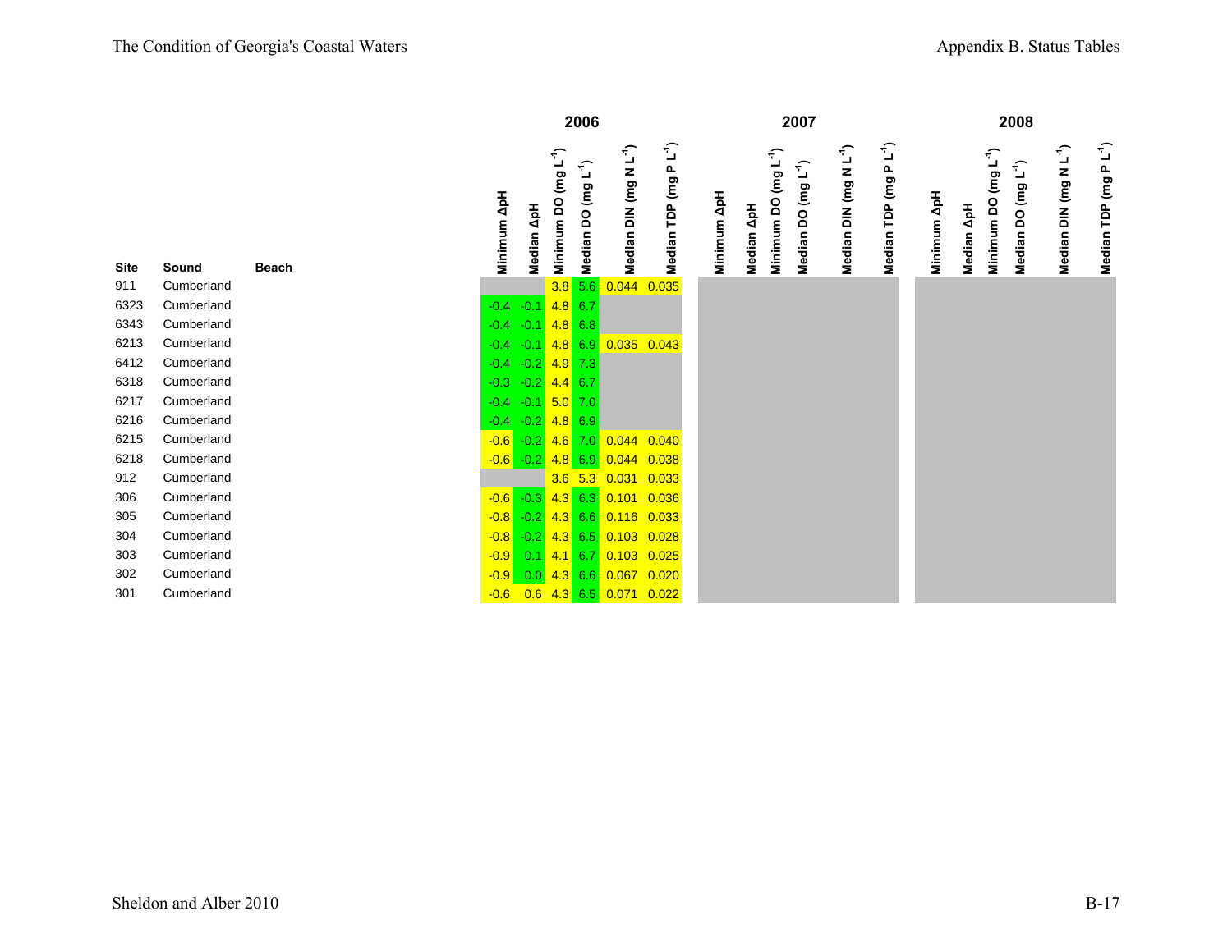| Site | Sound | Beach | 2006 Minimum ΔpH | 2006 Median ΔpH | 2006 Minimum DO (mg $L^{-1}$) | 2006 Median DO (mg $L^{-1}$) | 2006 Median DIN (mg N $L^{-1}$) | 2006 Median TDP (mg P $L^{-1}$) | 2007 Minimum ΔpH | 2007 Median ΔpH | 2007 Minimum DO (mg $L^{-1}$) | 2007 Median DO (mg $L^{-1}$) | 2007 Median DIN (mg N $L^{-1}$) | 2007 Median TDP (mg P $L^{-1}$) | 2008 Minimum ΔpH | 2008 Median ΔpH | 2008 Minimum DO (mg $L^{-1}$) | 2008 Median DO (mg $L^{-1}$) | 2008 Median DIN (mg N $L^{-1}$) | 2008 Median TDP (mg P $L^{-1}$) |
|---|---|---|---|---|---|---|---|---|---|---|---|---|---|---|---|---|---|---|---|---|
| 911 | Cumberland | | | | 3.8 | 5.6 | 0.044 | 0.035 | | | | | | | | | | | | |
| 6323 | Cumberland | | -0.4 | -0.1 | 4.8 | 6.7 | | | | | | | | | | | | | | |
| 6343 | Cumberland | | -0.4 | -0.1 | 4.8 | 6.8 | | | | | | | | | | | | | | |
| 6213 | Cumberland | | -0.4 | -0.1 | 4.8 | 6.9 | 0.035 | 0.043 | | | | | | | | | | | | |
| 6412 | Cumberland | | -0.4 | -0.2 | 4.9 | 7.3 | | | | | | | | | | | | | | |
| 6318 | Cumberland | | -0.3 | -0.2 | 4.4 | 6.7 | | | | | | | | | | | | | | |
| 6217 | Cumberland | | -0.4 | -0.1 | 5.0 | 7.0 | | | | | | | | | | | | | | |
| 6216 | Cumberland | | -0.4 | -0.2 | 4.8 | 6.9 | | | | | | | | | | | | | | |
| 6215 | Cumberland | | -0.6 | -0.2 | 4.6 | 7.0 | 0.044 | 0.040 | | | | | | | | | | | | |
| 6218 | Cumberland | | -0.6 | -0.2 | 4.8 | 6.9 | 0.044 | 0.038 | | | | | | | | | | | | |
| 912 | Cumberland | | | | 3.6 | 5.3 | 0.031 | 0.033 | | | | | | | | | | | | |
| 306 | Cumberland | | -0.6 | -0.3 | 4.3 | 6.3 | 0.101 | 0.036 | | | | | | | | | | | | |
| 305 | Cumberland | | -0.8 | -0.2 | 4.3 | 6.6 | 0.116 | 0.033 | | | | | | | | | | | | |
| 304 | Cumberland | | -0.8 | -0.2 | 4.3 | 6.5 | 0.103 | 0.028 | | | | | | | | | | | | |
| 303 | Cumberland | | -0.9 | 0.1 | 4.1 | 6.7 | 0.103 | 0.025 | | | | | | | | | | | | |
| 302 | Cumberland | | -0.9 | 0.0 | 4.3 | 6.6 | 0.067 | 0.020 | | | | | | | | | | | | |
| 301 | Cumberland | | -0.6 | 0.6 | 4.3 | 6.5 | 0.071 | 0.022 | | | | | | | | | | | | |